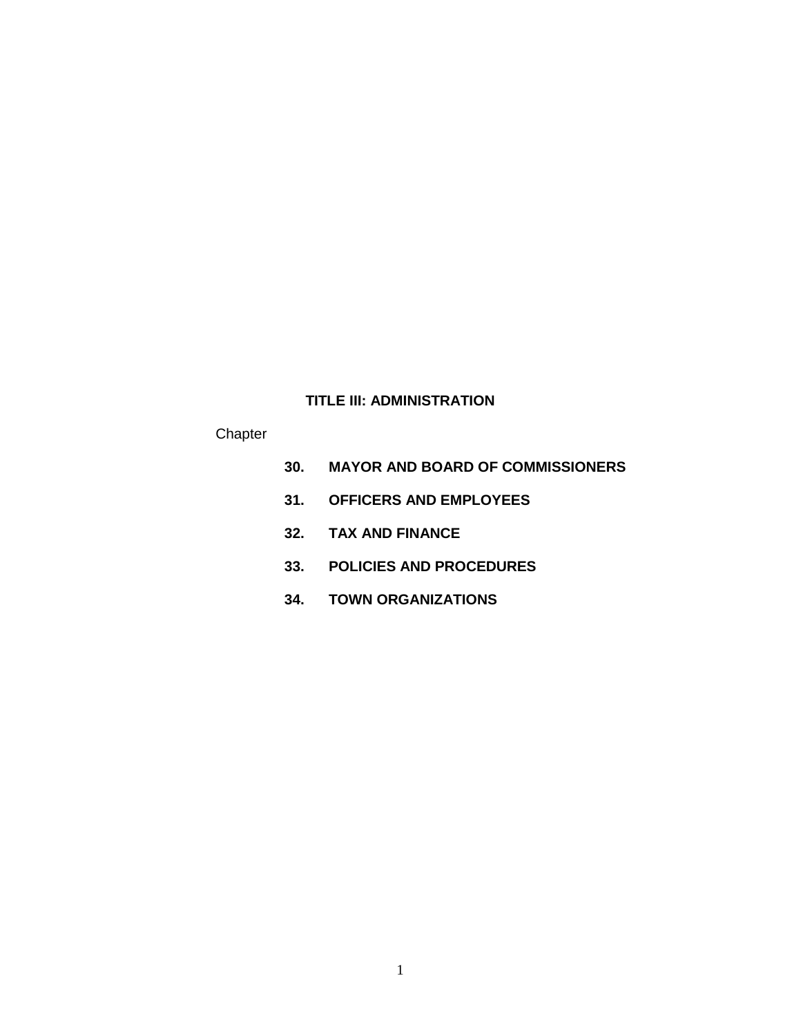# TITLE III: ADMINISTRATION

Chapter

**30. MAYOR AND BOARD OF COMMISSIONERS**

**31. OFFICERS AND EMPLOYEES**

**32. TAX AND FINANCE**

**33. POLICIES AND PROCEDURES**

**34. TOWN ORGANIZATIONS**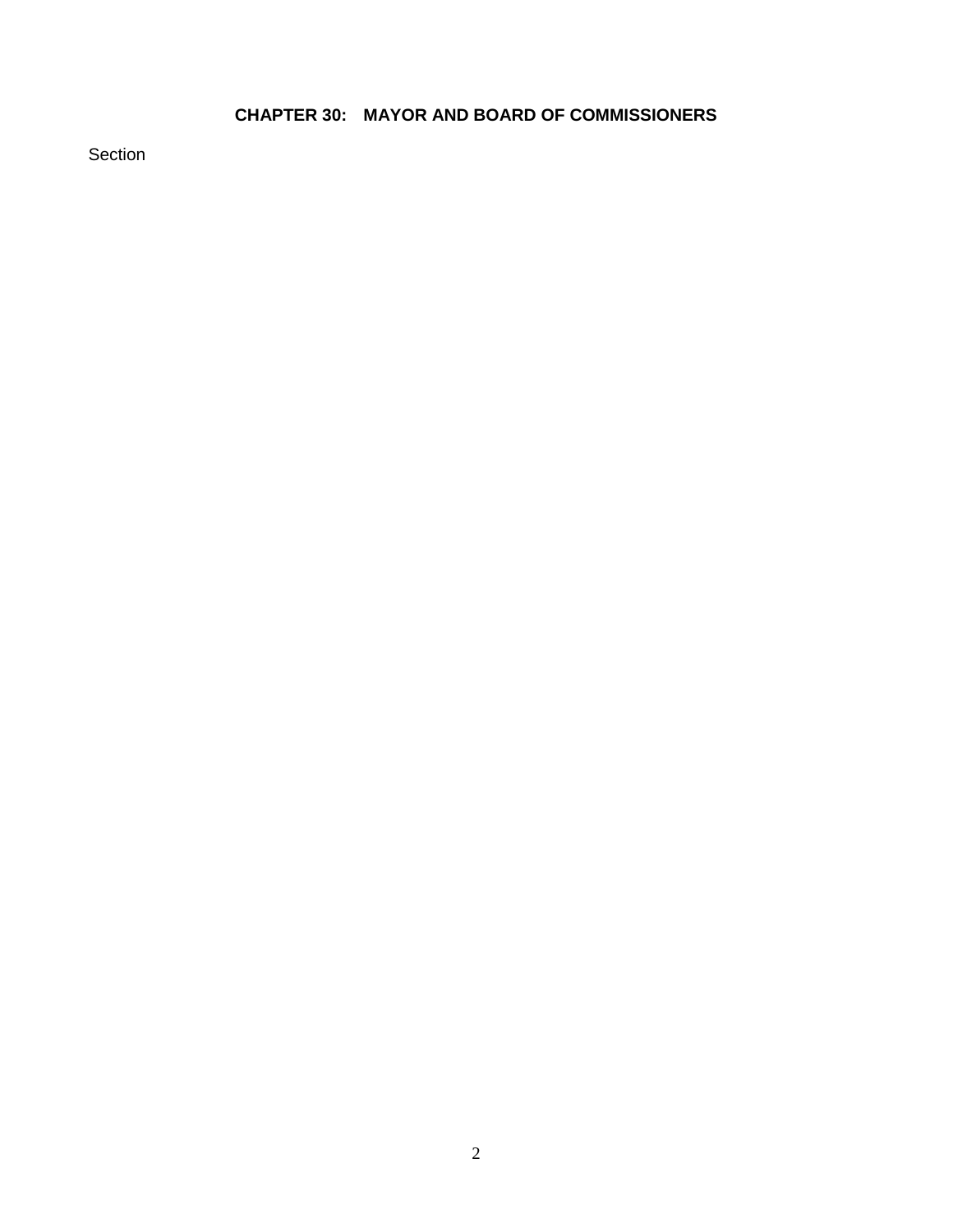# CHAPTER 30: MAYOR AND BOARD OF COMMISSIONERS

Section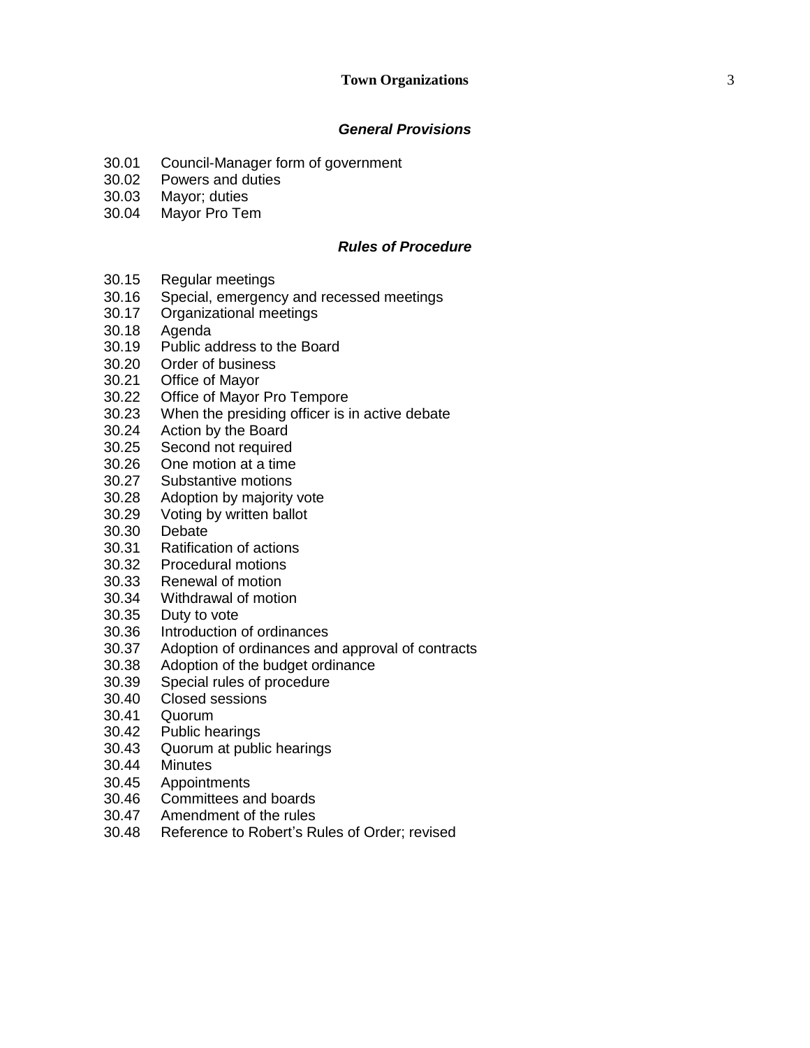### *General Provisions*

30.01 Council-Manager form of government
30.02 Powers and duties
30.03 Mayor; duties
30.04 Mayor Pro Tem

### *Rules of Procedure*

30.15 Regular meetings
30.16 Special, emergency and recessed meetings
30.17 Organizational meetings
30.18 Agenda
30.19 Public address to the Board
30.20 Order of business
30.21 Office of Mayor
30.22 Office of Mayor Pro Tempore
30.23 When the presiding officer is in active debate
30.24 Action by the Board
30.25 Second not required
30.26 One motion at a time
30.27 Substantive motions
30.28 Adoption by majority vote
30.29 Voting by written ballot
30.30 Debate
30.31 Ratification of actions
30.32 Procedural motions
30.33 Renewal of motion
30.34 Withdrawal of motion
30.35 Duty to vote
30.36 Introduction of ordinances
30.37 Adoption of ordinances and approval of contracts
30.38 Adoption of the budget ordinance
30.39 Special rules of procedure
30.40 Closed sessions
30.41 Quorum
30.42 Public hearings
30.43 Quorum at public hearings
30.44 Minutes
30.45 Appointments
30.46 Committees and boards
30.47 Amendment of the rules
30.48 Reference to Robert's Rules of Order; revised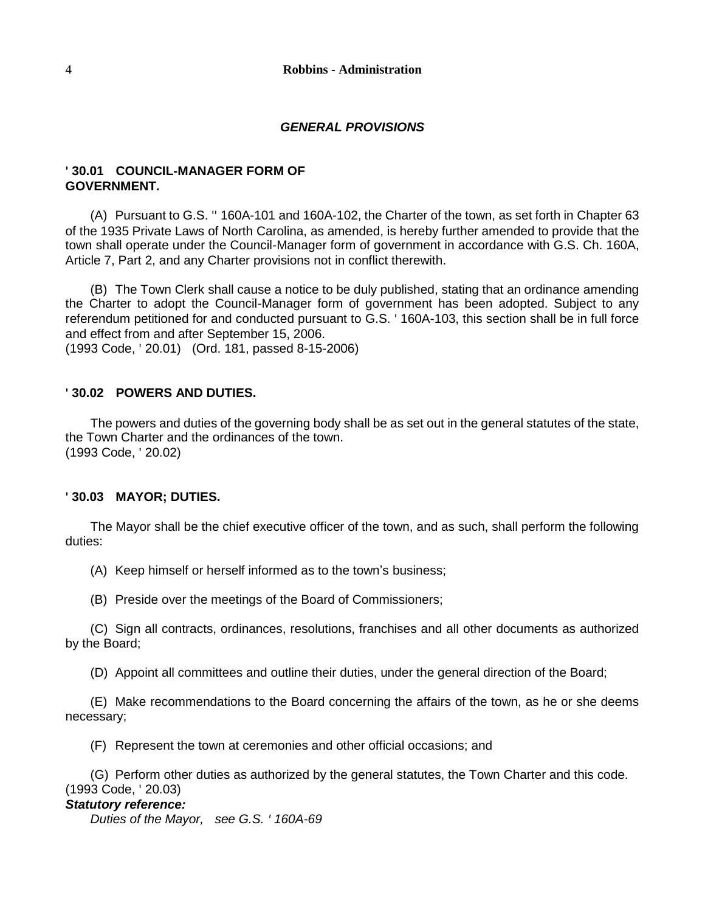## *GENERAL PROVISIONS*

### ' 30.01 COUNCIL-MANAGER FORM OF GOVERNMENT.

(A) Pursuant to G.S. '' 160A-101 and 160A-102, the Charter of the town, as set forth in Chapter 63 of the 1935 Private Laws of North Carolina, as amended, is hereby further amended to provide that the town shall operate under the Council-Manager form of government in accordance with G.S. Ch. 160A, Article 7, Part 2, and any Charter provisions not in conflict therewith.

(B) The Town Clerk shall cause a notice to be duly published, stating that an ordinance amending the Charter to adopt the Council-Manager form of government has been adopted. Subject to any referendum petitioned for and conducted pursuant to G.S. ' 160A-103, this section shall be in full force and effect from and after September 15, 2006.
(1993 Code, ' 20.01) (Ord. 181, passed 8-15-2006)

### ' 30.02 POWERS AND DUTIES.

The powers and duties of the governing body shall be as set out in the general statutes of the state, the Town Charter and the ordinances of the town.
(1993 Code, ' 20.02)

### ' 30.03 MAYOR; DUTIES.

The Mayor shall be the chief executive officer of the town, and as such, shall perform the following duties:

(A) Keep himself or herself informed as to the town's business;

(B) Preside over the meetings of the Board of Commissioners;

(C) Sign all contracts, ordinances, resolutions, franchises and all other documents as authorized by the Board;

(D) Appoint all committees and outline their duties, under the general direction of the Board;

(E) Make recommendations to the Board concerning the affairs of the town, as he or she deems necessary;

(F) Represent the town at ceremonies and other official occasions; and

(G) Perform other duties as authorized by the general statutes, the Town Charter and this code.
(1993 Code, ' 20.03)

***Statutory reference:***

*Duties of the Mayor, see G.S. ' 160A-69*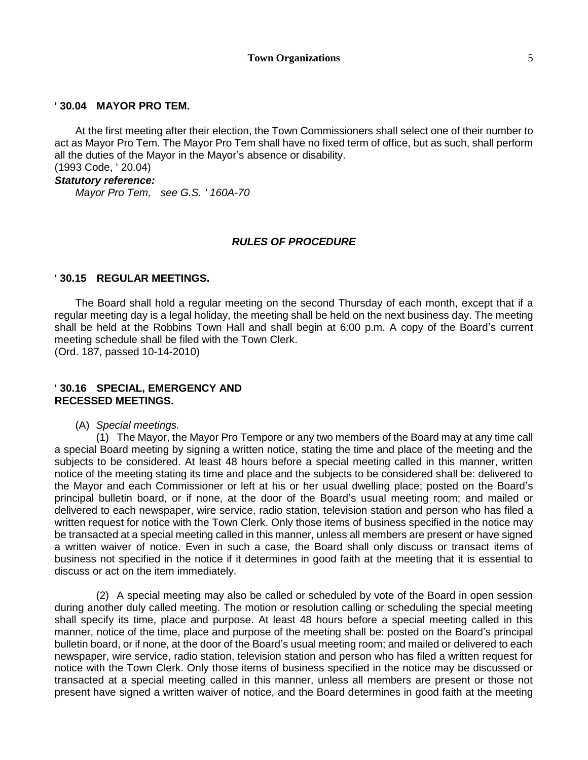## ' 30.04 MAYOR PRO TEM.

At the first meeting after their election, the Town Commissioners shall select one of their number to act as Mayor Pro Tem. The Mayor Pro Tem shall have no fixed term of office, but as such, shall perform all the duties of the Mayor in the Mayor's absence or disability.
(1993 Code, ' 20.04)

***Statutory reference:***

*Mayor Pro Tem, see G.S. ' 160A-70*

### *RULES OF PROCEDURE*

## ' 30.15 REGULAR MEETINGS.

The Board shall hold a regular meeting on the second Thursday of each month, except that if a regular meeting day is a legal holiday, the meeting shall be held on the next business day. The meeting shall be held at the Robbins Town Hall and shall begin at 6:00 p.m. A copy of the Board's current meeting schedule shall be filed with the Town Clerk.
(Ord. 187, passed 10-14-2010)

## ' 30.16 SPECIAL, EMERGENCY AND RECESSED MEETINGS.

(A) *Special meetings.*

(1) The Mayor, the Mayor Pro Tempore or any two members of the Board may at any time call a special Board meeting by signing a written notice, stating the time and place of the meeting and the subjects to be considered. At least 48 hours before a special meeting called in this manner, written notice of the meeting stating its time and place and the subjects to be considered shall be: delivered to the Mayor and each Commissioner or left at his or her usual dwelling place; posted on the Board's principal bulletin board, or if none, at the door of the Board's usual meeting room; and mailed or delivered to each newspaper, wire service, radio station, television station and person who has filed a written request for notice with the Town Clerk. Only those items of business specified in the notice may be transacted at a special meeting called in this manner, unless all members are present or have signed a written waiver of notice. Even in such a case, the Board shall only discuss or transact items of business not specified in the notice if it determines in good faith at the meeting that it is essential to discuss or act on the item immediately.

(2) A special meeting may also be called or scheduled by vote of the Board in open session during another duly called meeting. The motion or resolution calling or scheduling the special meeting shall specify its time, place and purpose. At least 48 hours before a special meeting called in this manner, notice of the time, place and purpose of the meeting shall be: posted on the Board's principal bulletin board, or if none, at the door of the Board's usual meeting room; and mailed or delivered to each newspaper, wire service, radio station, television station and person who has filed a written request for notice with the Town Clerk. Only those items of business specified in the notice may be discussed or transacted at a special meeting called in this manner, unless all members are present or those not present have signed a written waiver of notice, and the Board determines in good faith at the meeting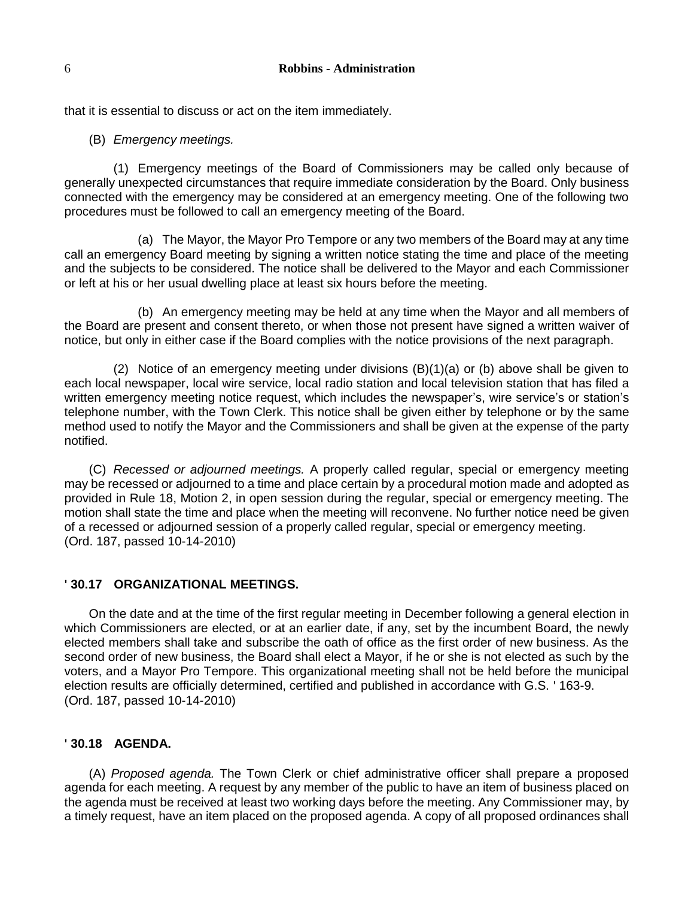that it is essential to discuss or act on the item immediately.

(B) *Emergency meetings.*

(1) Emergency meetings of the Board of Commissioners may be called only because of generally unexpected circumstances that require immediate consideration by the Board. Only business connected with the emergency may be considered at an emergency meeting. One of the following two procedures must be followed to call an emergency meeting of the Board.

(a) The Mayor, the Mayor Pro Tempore or any two members of the Board may at any time call an emergency Board meeting by signing a written notice stating the time and place of the meeting and the subjects to be considered. The notice shall be delivered to the Mayor and each Commissioner or left at his or her usual dwelling place at least six hours before the meeting.

(b) An emergency meeting may be held at any time when the Mayor and all members of the Board are present and consent thereto, or when those not present have signed a written waiver of notice, but only in either case if the Board complies with the notice provisions of the next paragraph.

(2) Notice of an emergency meeting under divisions (B)(1)(a) or (b) above shall be given to each local newspaper, local wire service, local radio station and local television station that has filed a written emergency meeting notice request, which includes the newspaper's, wire service's or station's telephone number, with the Town Clerk. This notice shall be given either by telephone or by the same method used to notify the Mayor and the Commissioners and shall be given at the expense of the party notified.

(C) *Recessed or adjourned meetings.* A properly called regular, special or emergency meeting may be recessed or adjourned to a time and place certain by a procedural motion made and adopted as provided in Rule 18, Motion 2, in open session during the regular, special or emergency meeting. The motion shall state the time and place when the meeting will reconvene. No further notice need be given of a recessed or adjourned session of a properly called regular, special or emergency meeting.
(Ord. 187, passed 10-14-2010)

### ' 30.17 ORGANIZATIONAL MEETINGS.

On the date and at the time of the first regular meeting in December following a general election in which Commissioners are elected, or at an earlier date, if any, set by the incumbent Board, the newly elected members shall take and subscribe the oath of office as the first order of new business. As the second order of new business, the Board shall elect a Mayor, if he or she is not elected as such by the voters, and a Mayor Pro Tempore. This organizational meeting shall not be held before the municipal election results are officially determined, certified and published in accordance with G.S. ' 163-9.
(Ord. 187, passed 10-14-2010)

### ' 30.18 AGENDA.

(A) *Proposed agenda.* The Town Clerk or chief administrative officer shall prepare a proposed agenda for each meeting. A request by any member of the public to have an item of business placed on the agenda must be received at least two working days before the meeting. Any Commissioner may, by a timely request, have an item placed on the proposed agenda. A copy of all proposed ordinances shall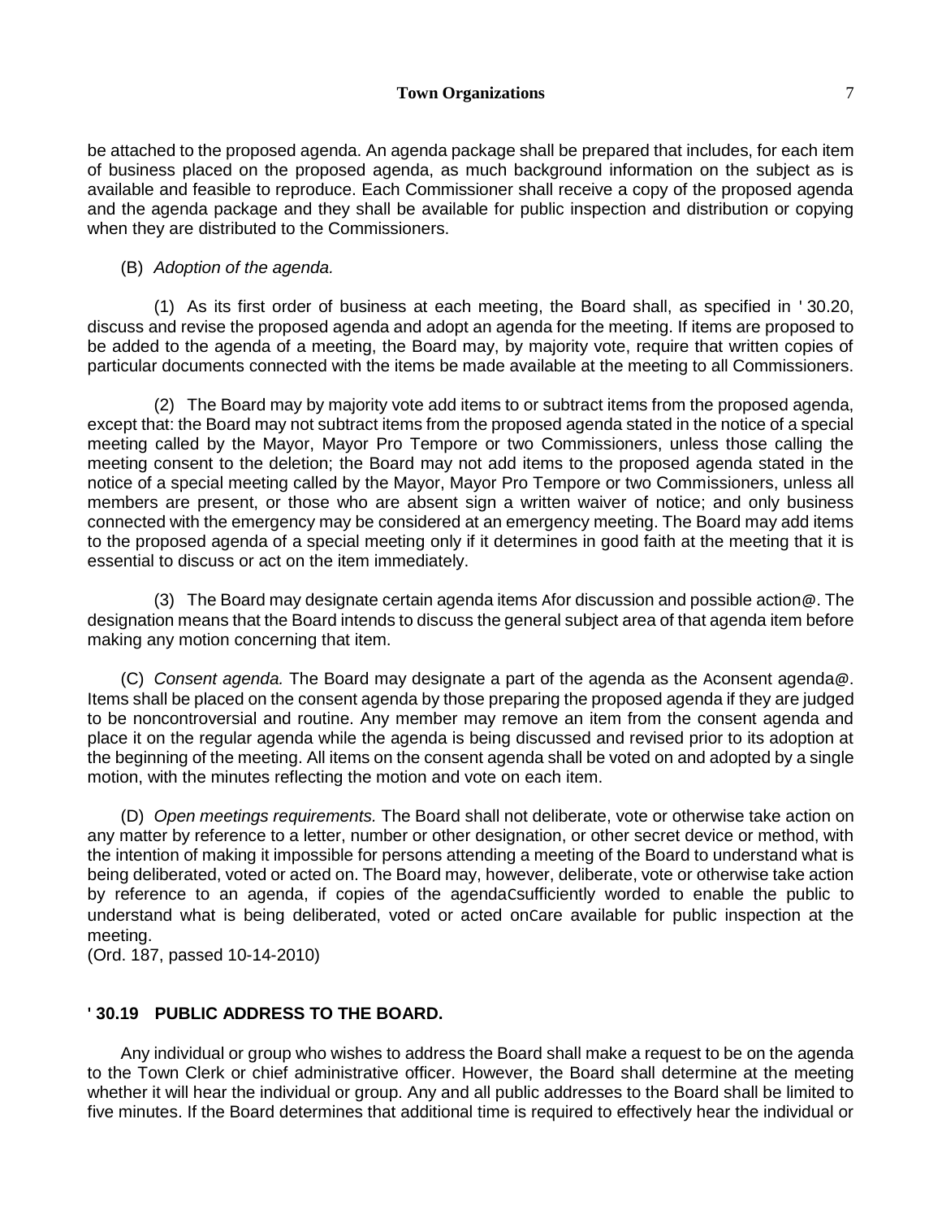be attached to the proposed agenda. An agenda package shall be prepared that includes, for each item of business placed on the proposed agenda, as much background information on the subject as is available and feasible to reproduce. Each Commissioner shall receive a copy of the proposed agenda and the agenda package and they shall be available for public inspection and distribution or copying when they are distributed to the Commissioners.

(B) *Adoption of the agenda.*

(1) As its first order of business at each meeting, the Board shall, as specified in ' 30.20, discuss and revise the proposed agenda and adopt an agenda for the meeting. If items are proposed to be added to the agenda of a meeting, the Board may, by majority vote, require that written copies of particular documents connected with the items be made available at the meeting to all Commissioners.

(2) The Board may by majority vote add items to or subtract items from the proposed agenda, except that: the Board may not subtract items from the proposed agenda stated in the notice of a special meeting called by the Mayor, Mayor Pro Tempore or two Commissioners, unless those calling the meeting consent to the deletion; the Board may not add items to the proposed agenda stated in the notice of a special meeting called by the Mayor, Mayor Pro Tempore or two Commissioners, unless all members are present, or those who are absent sign a written waiver of notice; and only business connected with the emergency may be considered at an emergency meeting. The Board may add items to the proposed agenda of a special meeting only if it determines in good faith at the meeting that it is essential to discuss or act on the item immediately.

(3) The Board may designate certain agenda items Afor discussion and possible action@. The designation means that the Board intends to discuss the general subject area of that agenda item before making any motion concerning that item.

(C) *Consent agenda.* The Board may designate a part of the agenda as the Aconsent agenda@. Items shall be placed on the consent agenda by those preparing the proposed agenda if they are judged to be noncontroversial and routine. Any member may remove an item from the consent agenda and place it on the regular agenda while the agenda is being discussed and revised prior to its adoption at the beginning of the meeting. All items on the consent agenda shall be voted on and adopted by a single motion, with the minutes reflecting the motion and vote on each item.

(D) *Open meetings requirements.* The Board shall not deliberate, vote or otherwise take action on any matter by reference to a letter, number or other designation, or other secret device or method, with the intention of making it impossible for persons attending a meeting of the Board to understand what is being deliberated, voted or acted on. The Board may, however, deliberate, vote or otherwise take action by reference to an agenda, if copies of the agendaCsufficiently worded to enable the public to understand what is being deliberated, voted or acted onCare available for public inspection at the meeting.
(Ord. 187, passed 10-14-2010)

**' 30.19 PUBLIC ADDRESS TO THE BOARD.**

Any individual or group who wishes to address the Board shall make a request to be on the agenda to the Town Clerk or chief administrative officer. However, the Board shall determine at the meeting whether it will hear the individual or group. Any and all public addresses to the Board shall be limited to five minutes. If the Board determines that additional time is required to effectively hear the individual or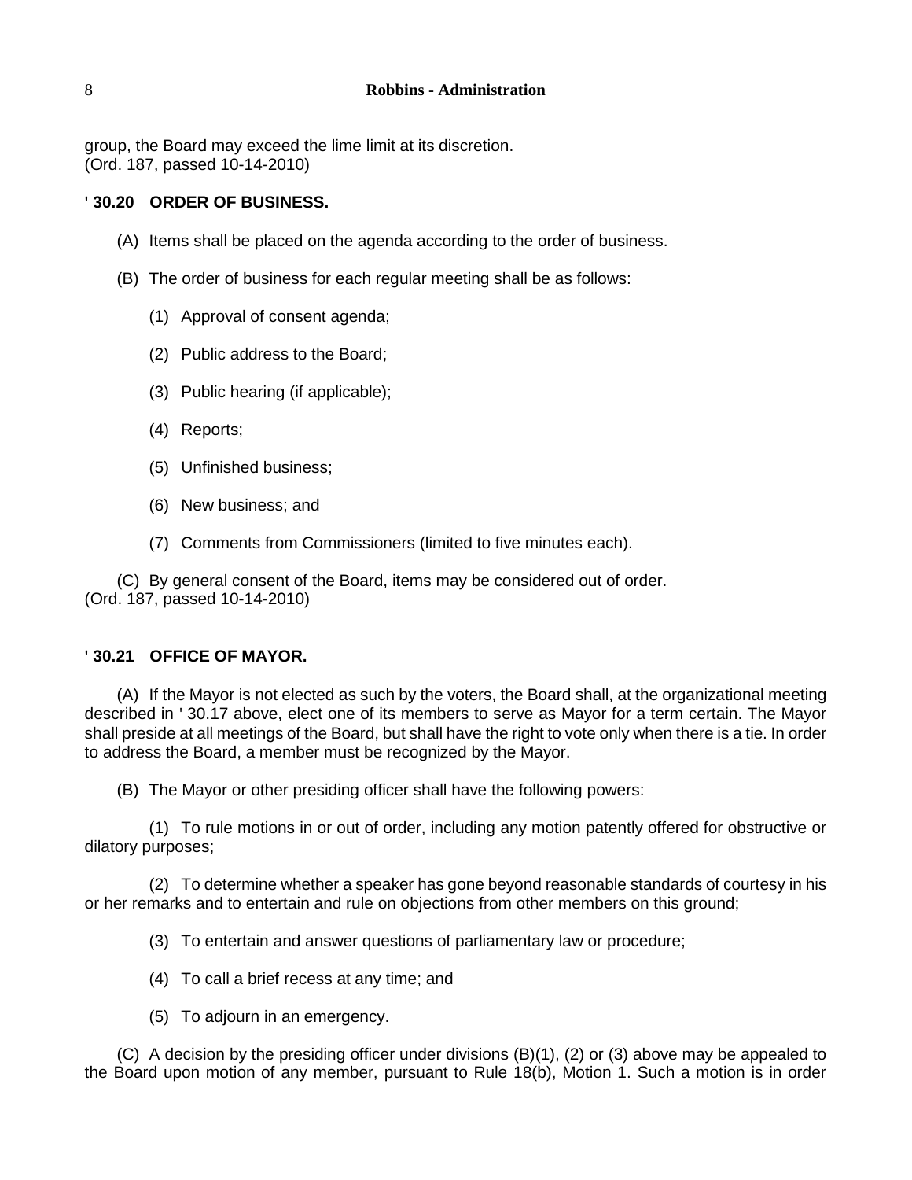group, the Board may exceed the lime limit at its discretion.
(Ord. 187, passed 10-14-2010)

### ' 30.20 ORDER OF BUSINESS.

(A) Items shall be placed on the agenda according to the order of business.

(B) The order of business for each regular meeting shall be as follows:

(1) Approval of consent agenda;

(2) Public address to the Board;

(3) Public hearing (if applicable);

(4) Reports;

(5) Unfinished business;

(6) New business; and

(7) Comments from Commissioners (limited to five minutes each).

(C) By general consent of the Board, items may be considered out of order.
(Ord. 187, passed 10-14-2010)

### ' 30.21 OFFICE OF MAYOR.

(A) If the Mayor is not elected as such by the voters, the Board shall, at the organizational meeting described in ' 30.17 above, elect one of its members to serve as Mayor for a term certain. The Mayor shall preside at all meetings of the Board, but shall have the right to vote only when there is a tie. In order to address the Board, a member must be recognized by the Mayor.

(B) The Mayor or other presiding officer shall have the following powers:

(1) To rule motions in or out of order, including any motion patently offered for obstructive or dilatory purposes;

(2) To determine whether a speaker has gone beyond reasonable standards of courtesy in his or her remarks and to entertain and rule on objections from other members on this ground;

(3) To entertain and answer questions of parliamentary law or procedure;

(4) To call a brief recess at any time; and

(5) To adjourn in an emergency.

(C) A decision by the presiding officer under divisions (B)(1), (2) or (3) above may be appealed to the Board upon motion of any member, pursuant to Rule 18(b), Motion 1. Such a motion is in order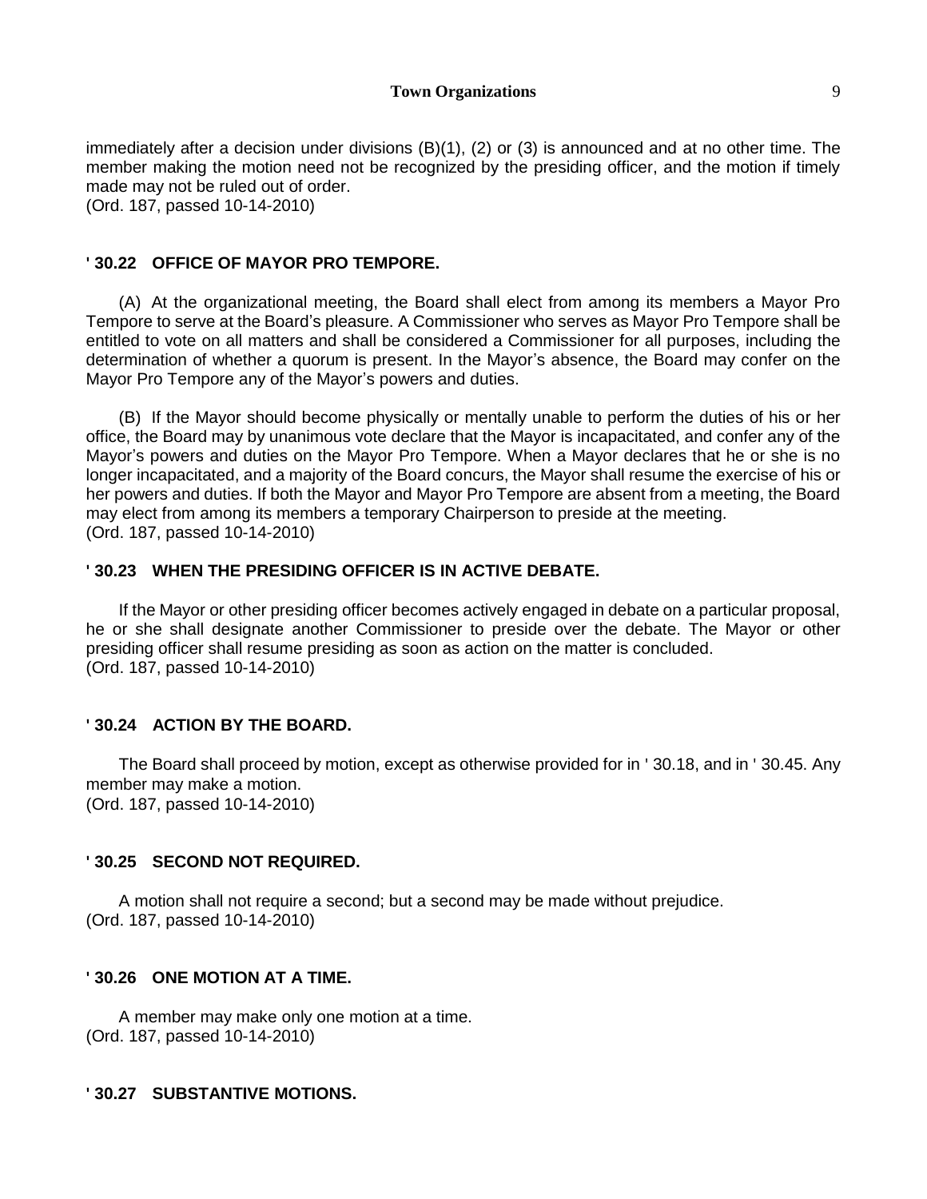immediately after a decision under divisions (B)(1), (2) or (3) is announced and at no other time. The member making the motion need not be recognized by the presiding officer, and the motion if timely made may not be ruled out of order.
(Ord. 187, passed 10-14-2010)

### ' 30.22 OFFICE OF MAYOR PRO TEMPORE.

(A) At the organizational meeting, the Board shall elect from among its members a Mayor Pro Tempore to serve at the Board's pleasure. A Commissioner who serves as Mayor Pro Tempore shall be entitled to vote on all matters and shall be considered a Commissioner for all purposes, including the determination of whether a quorum is present. In the Mayor's absence, the Board may confer on the Mayor Pro Tempore any of the Mayor's powers and duties.

(B) If the Mayor should become physically or mentally unable to perform the duties of his or her office, the Board may by unanimous vote declare that the Mayor is incapacitated, and confer any of the Mayor's powers and duties on the Mayor Pro Tempore. When a Mayor declares that he or she is no longer incapacitated, and a majority of the Board concurs, the Mayor shall resume the exercise of his or her powers and duties. If both the Mayor and Mayor Pro Tempore are absent from a meeting, the Board may elect from among its members a temporary Chairperson to preside at the meeting.
(Ord. 187, passed 10-14-2010)

### ' 30.23 WHEN THE PRESIDING OFFICER IS IN ACTIVE DEBATE.

If the Mayor or other presiding officer becomes actively engaged in debate on a particular proposal, he or she shall designate another Commissioner to preside over the debate. The Mayor or other presiding officer shall resume presiding as soon as action on the matter is concluded.
(Ord. 187, passed 10-14-2010)

### ' 30.24 ACTION BY THE BOARD.

The Board shall proceed by motion, except as otherwise provided for in ' 30.18, and in ' 30.45. Any member may make a motion.
(Ord. 187, passed 10-14-2010)

### ' 30.25 SECOND NOT REQUIRED.

A motion shall not require a second; but a second may be made without prejudice.
(Ord. 187, passed 10-14-2010)

### ' 30.26 ONE MOTION AT A TIME.

A member may make only one motion at a time.
(Ord. 187, passed 10-14-2010)

### ' 30.27 SUBSTANTIVE MOTIONS.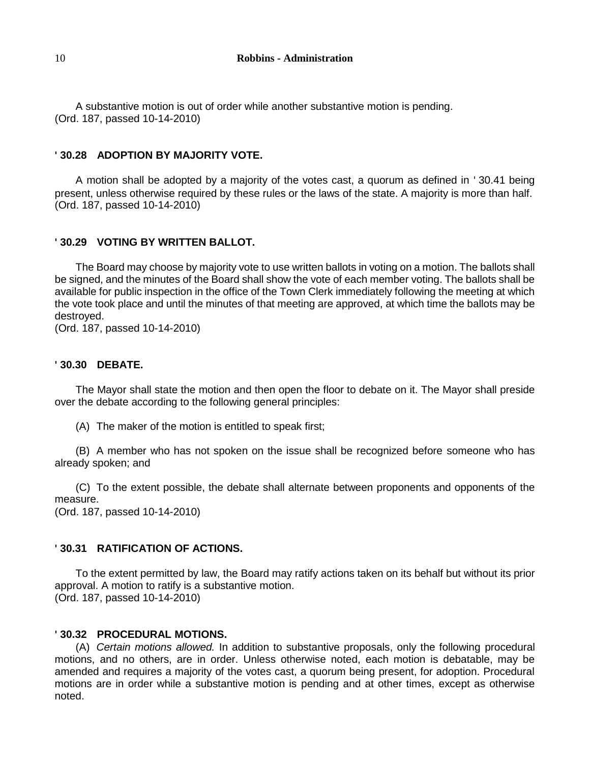A substantive motion is out of order while another substantive motion is pending.
(Ord. 187, passed 10-14-2010)

### ' 30.28 ADOPTION BY MAJORITY VOTE.

A motion shall be adopted by a majority of the votes cast, a quorum as defined in ' 30.41 being present, unless otherwise required by these rules or the laws of the state. A majority is more than half.
(Ord. 187, passed 10-14-2010)

### ' 30.29 VOTING BY WRITTEN BALLOT.

The Board may choose by majority vote to use written ballots in voting on a motion. The ballots shall be signed, and the minutes of the Board shall show the vote of each member voting. The ballots shall be available for public inspection in the office of the Town Clerk immediately following the meeting at which the vote took place and until the minutes of that meeting are approved, at which time the ballots may be destroyed.
(Ord. 187, passed 10-14-2010)

### ' 30.30 DEBATE.

The Mayor shall state the motion and then open the floor to debate on it. The Mayor shall preside over the debate according to the following general principles:

(A) The maker of the motion is entitled to speak first;

(B) A member who has not spoken on the issue shall be recognized before someone who has already spoken; and

(C) To the extent possible, the debate shall alternate between proponents and opponents of the measure.
(Ord. 187, passed 10-14-2010)

### ' 30.31 RATIFICATION OF ACTIONS.

To the extent permitted by law, the Board may ratify actions taken on its behalf but without its prior approval. A motion to ratify is a substantive motion.
(Ord. 187, passed 10-14-2010)

### ' 30.32 PROCEDURAL MOTIONS.

(A) *Certain motions allowed.* In addition to substantive proposals, only the following procedural motions, and no others, are in order. Unless otherwise noted, each motion is debatable, may be amended and requires a majority of the votes cast, a quorum being present, for adoption. Procedural motions are in order while a substantive motion is pending and at other times, except as otherwise noted.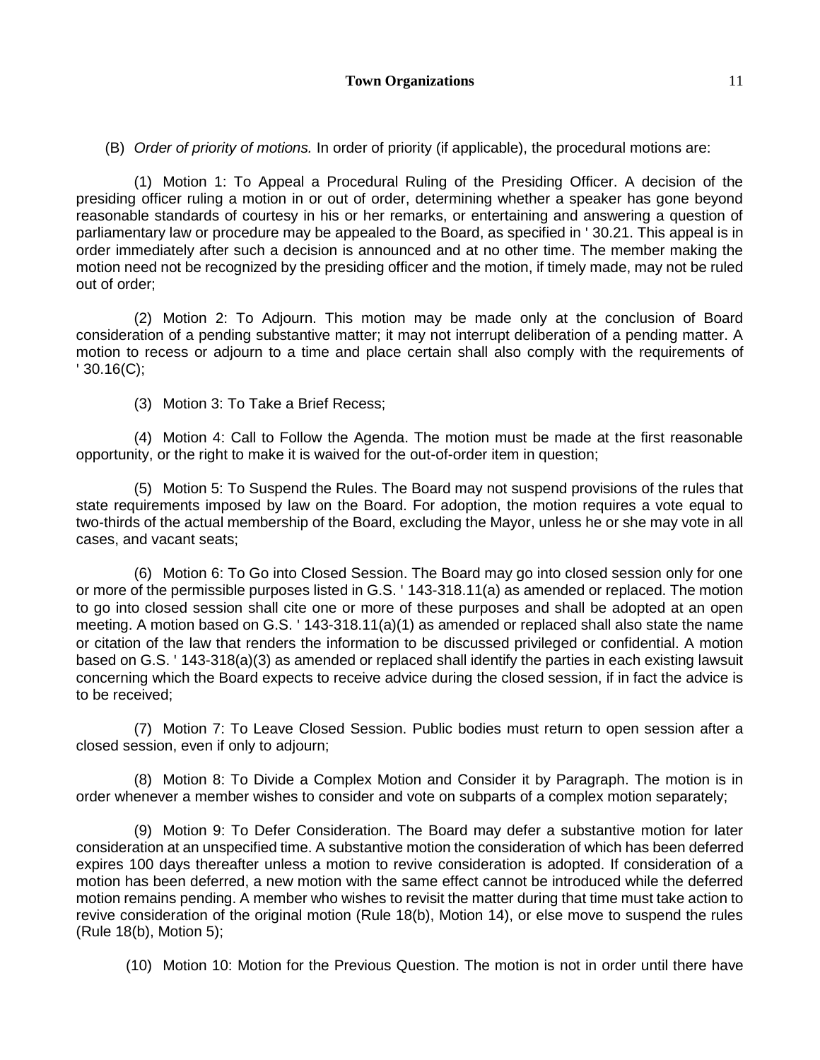(B) *Order of priority of motions.* In order of priority (if applicable), the procedural motions are:

(1) Motion 1: To Appeal a Procedural Ruling of the Presiding Officer. A decision of the presiding officer ruling a motion in or out of order, determining whether a speaker has gone beyond reasonable standards of courtesy in his or her remarks, or entertaining and answering a question of parliamentary law or procedure may be appealed to the Board, as specified in ' 30.21. This appeal is in order immediately after such a decision is announced and at no other time. The member making the motion need not be recognized by the presiding officer and the motion, if timely made, may not be ruled out of order;

(2) Motion 2: To Adjourn. This motion may be made only at the conclusion of Board consideration of a pending substantive matter; it may not interrupt deliberation of a pending matter. A motion to recess or adjourn to a time and place certain shall also comply with the requirements of ' 30.16(C);

(3) Motion 3: To Take a Brief Recess;

(4) Motion 4: Call to Follow the Agenda. The motion must be made at the first reasonable opportunity, or the right to make it is waived for the out-of-order item in question;

(5) Motion 5: To Suspend the Rules. The Board may not suspend provisions of the rules that state requirements imposed by law on the Board. For adoption, the motion requires a vote equal to two-thirds of the actual membership of the Board, excluding the Mayor, unless he or she may vote in all cases, and vacant seats;

(6) Motion 6: To Go into Closed Session. The Board may go into closed session only for one or more of the permissible purposes listed in G.S. ' 143-318.11(a) as amended or replaced. The motion to go into closed session shall cite one or more of these purposes and shall be adopted at an open meeting. A motion based on G.S. ' 143-318.11(a)(1) as amended or replaced shall also state the name or citation of the law that renders the information to be discussed privileged or confidential. A motion based on G.S. ' 143-318(a)(3) as amended or replaced shall identify the parties in each existing lawsuit concerning which the Board expects to receive advice during the closed session, if in fact the advice is to be received;

(7) Motion 7: To Leave Closed Session. Public bodies must return to open session after a closed session, even if only to adjourn;

(8) Motion 8: To Divide a Complex Motion and Consider it by Paragraph. The motion is in order whenever a member wishes to consider and vote on subparts of a complex motion separately;

(9) Motion 9: To Defer Consideration. The Board may defer a substantive motion for later consideration at an unspecified time. A substantive motion the consideration of which has been deferred expires 100 days thereafter unless a motion to revive consideration is adopted. If consideration of a motion has been deferred, a new motion with the same effect cannot be introduced while the deferred motion remains pending. A member who wishes to revisit the matter during that time must take action to revive consideration of the original motion (Rule 18(b), Motion 14), or else move to suspend the rules (Rule 18(b), Motion 5);

(10) Motion 10: Motion for the Previous Question. The motion is not in order until there have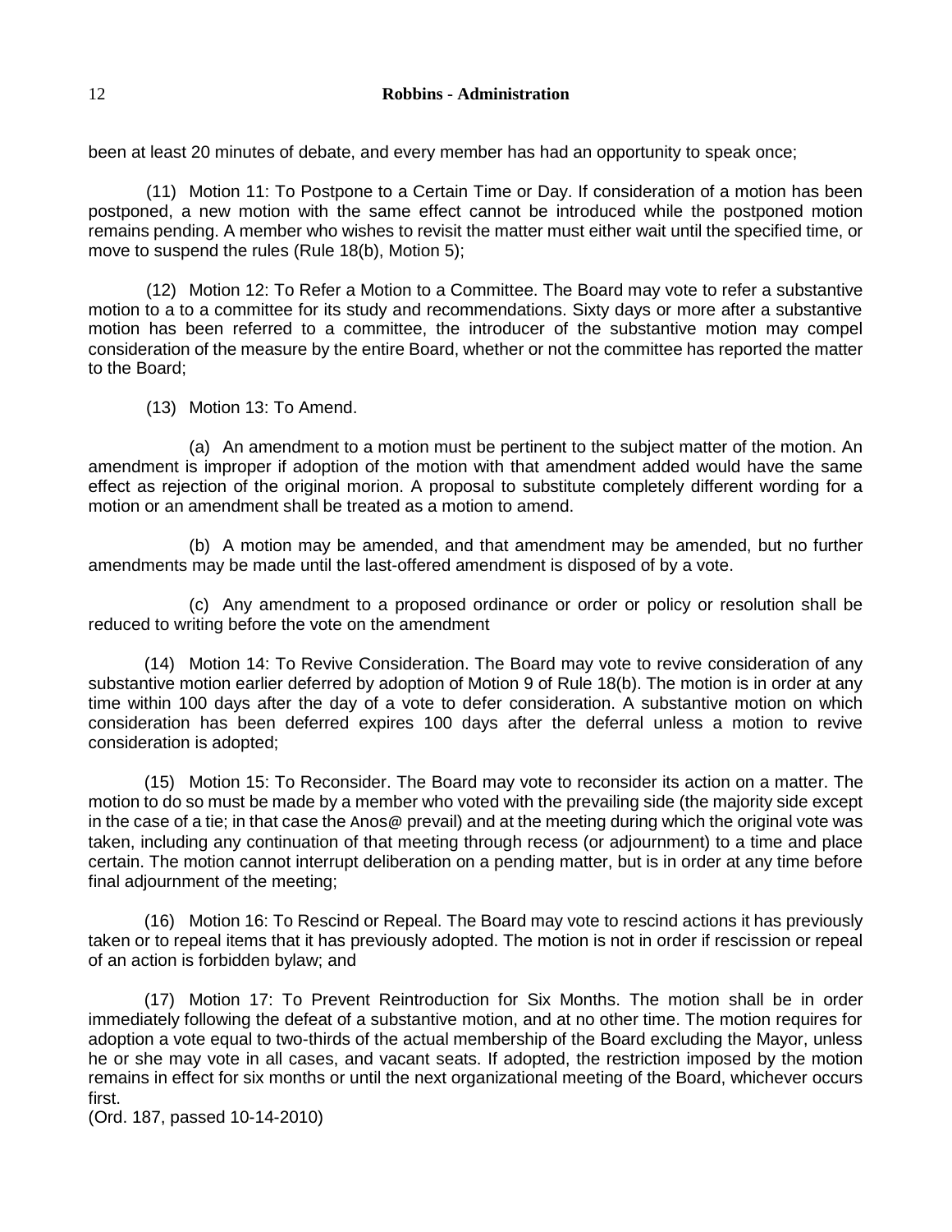been at least 20 minutes of debate, and every member has had an opportunity to speak once;

(11) Motion 11: To Postpone to a Certain Time or Day. If consideration of a motion has been postponed, a new motion with the same effect cannot be introduced while the postponed motion remains pending. A member who wishes to revisit the matter must either wait until the specified time, or move to suspend the rules (Rule 18(b), Motion 5);

(12) Motion 12: To Refer a Motion to a Committee. The Board may vote to refer a substantive motion to a to a committee for its study and recommendations. Sixty days or more after a substantive motion has been referred to a committee, the introducer of the substantive motion may compel consideration of the measure by the entire Board, whether or not the committee has reported the matter to the Board;

(13) Motion 13: To Amend.

(a) An amendment to a motion must be pertinent to the subject matter of the motion. An amendment is improper if adoption of the motion with that amendment added would have the same effect as rejection of the original morion. A proposal to substitute completely different wording for a motion or an amendment shall be treated as a motion to amend.

(b) A motion may be amended, and that amendment may be amended, but no further amendments may be made until the last-offered amendment is disposed of by a vote.

(c) Any amendment to a proposed ordinance or order or policy or resolution shall be reduced to writing before the vote on the amendment

(14) Motion 14: To Revive Consideration. The Board may vote to revive consideration of any substantive motion earlier deferred by adoption of Motion 9 of Rule 18(b). The motion is in order at any time within 100 days after the day of a vote to defer consideration. A substantive motion on which consideration has been deferred expires 100 days after the deferral unless a motion to revive consideration is adopted;

(15) Motion 15: To Reconsider. The Board may vote to reconsider its action on a matter. The motion to do so must be made by a member who voted with the prevailing side (the majority side except in the case of a tie; in that case the Anos@ prevail) and at the meeting during which the original vote was taken, including any continuation of that meeting through recess (or adjournment) to a time and place certain. The motion cannot interrupt deliberation on a pending matter, but is in order at any time before final adjournment of the meeting;

(16) Motion 16: To Rescind or Repeal. The Board may vote to rescind actions it has previously taken or to repeal items that it has previously adopted. The motion is not in order if rescission or repeal of an action is forbidden bylaw; and

(17) Motion 17: To Prevent Reintroduction for Six Months. The motion shall be in order immediately following the defeat of a substantive motion, and at no other time. The motion requires for adoption a vote equal to two-thirds of the actual membership of the Board excluding the Mayor, unless he or she may vote in all cases, and vacant seats. If adopted, the restriction imposed by the motion remains in effect for six months or until the next organizational meeting of the Board, whichever occurs first.

(Ord. 187, passed 10-14-2010)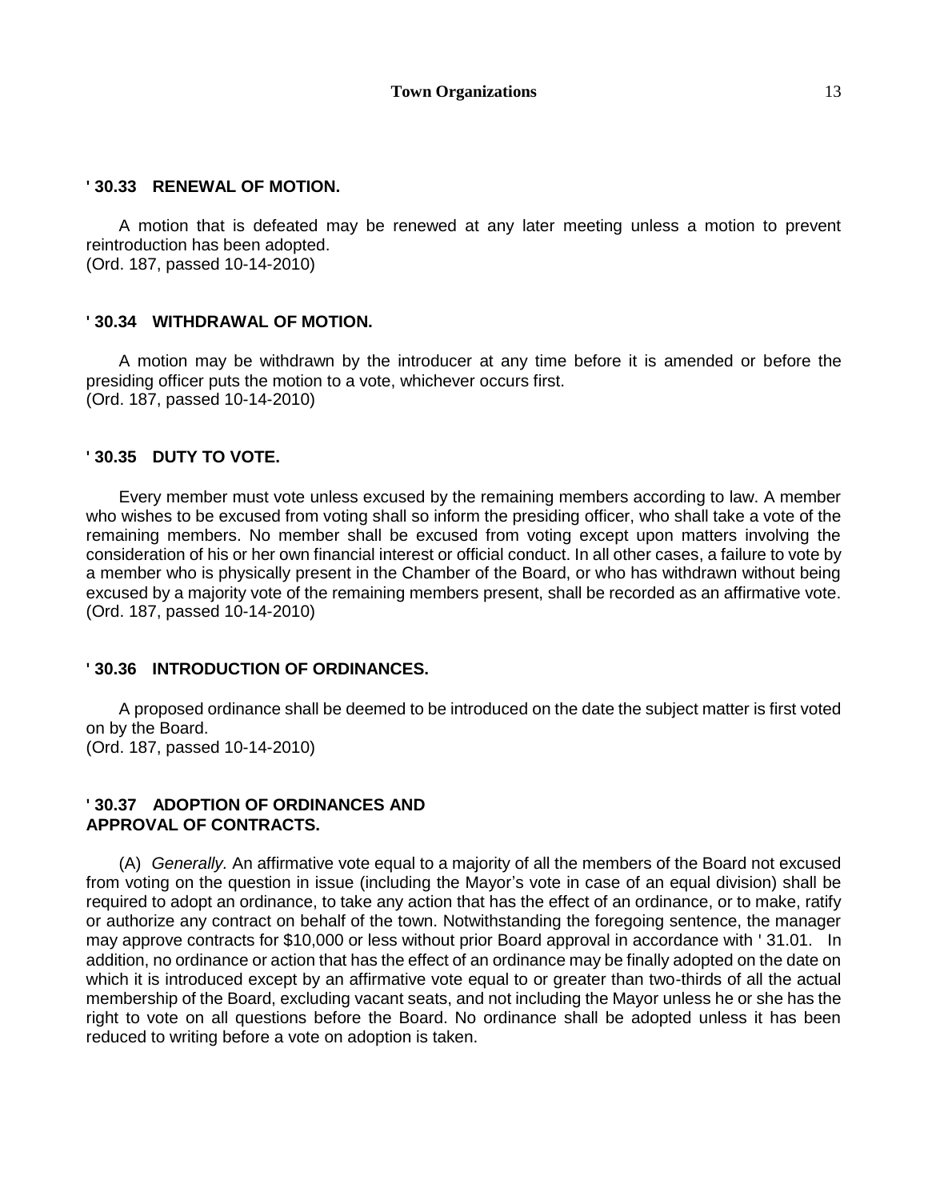### ' 30.33 RENEWAL OF MOTION.

A motion that is defeated may be renewed at any later meeting unless a motion to prevent reintroduction has been adopted.
(Ord. 187, passed 10-14-2010)

### ' 30.34 WITHDRAWAL OF MOTION.

A motion may be withdrawn by the introducer at any time before it is amended or before the presiding officer puts the motion to a vote, whichever occurs first.
(Ord. 187, passed 10-14-2010)

### ' 30.35 DUTY TO VOTE.

Every member must vote unless excused by the remaining members according to law. A member who wishes to be excused from voting shall so inform the presiding officer, who shall take a vote of the remaining members. No member shall be excused from voting except upon matters involving the consideration of his or her own financial interest or official conduct. In all other cases, a failure to vote by a member who is physically present in the Chamber of the Board, or who has withdrawn without being excused by a majority vote of the remaining members present, shall be recorded as an affirmative vote.
(Ord. 187, passed 10-14-2010)

### ' 30.36 INTRODUCTION OF ORDINANCES.

A proposed ordinance shall be deemed to be introduced on the date the subject matter is first voted on by the Board.
(Ord. 187, passed 10-14-2010)

### ' 30.37 ADOPTION OF ORDINANCES AND APPROVAL OF CONTRACTS.

(A) *Generally.* An affirmative vote equal to a majority of all the members of the Board not excused from voting on the question in issue (including the Mayor's vote in case of an equal division) shall be required to adopt an ordinance, to take any action that has the effect of an ordinance, or to make, ratify or authorize any contract on behalf of the town. Notwithstanding the foregoing sentence, the manager may approve contracts for $10,000 or less without prior Board approval in accordance with ' 31.01. In addition, no ordinance or action that has the effect of an ordinance may be finally adopted on the date on which it is introduced except by an affirmative vote equal to or greater than two-thirds of all the actual membership of the Board, excluding vacant seats, and not including the Mayor unless he or she has the right to vote on all questions before the Board. No ordinance shall be adopted unless it has been reduced to writing before a vote on adoption is taken.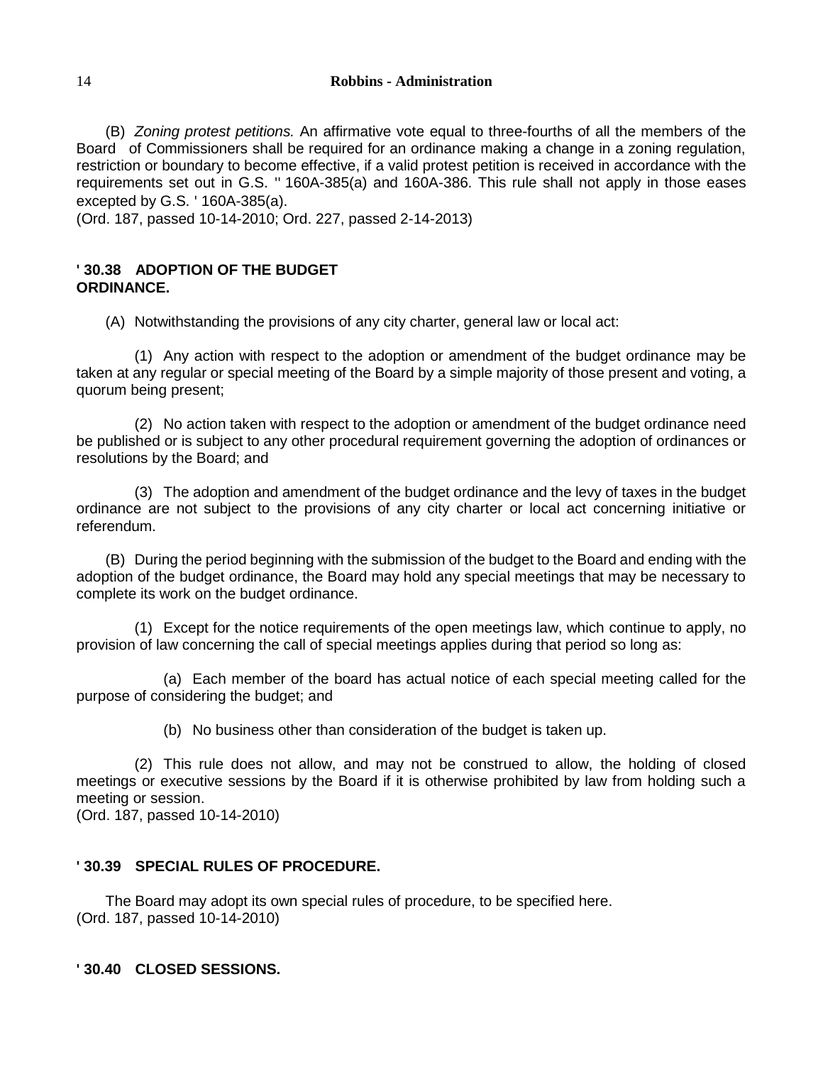(B) *Zoning protest petitions.* An affirmative vote equal to three-fourths of all the members of the Board of Commissioners shall be required for an ordinance making a change in a zoning regulation, restriction or boundary to become effective, if a valid protest petition is received in accordance with the requirements set out in G.S. '' 160A-385(a) and 160A-386. This rule shall not apply in those eases excepted by G.S. ' 160A-385(a).
(Ord. 187, passed 10-14-2010; Ord. 227, passed 2-14-2013)

**' 30.38 ADOPTION OF THE BUDGET ORDINANCE.**

(A) Notwithstanding the provisions of any city charter, general law or local act:

(1) Any action with respect to the adoption or amendment of the budget ordinance may be taken at any regular or special meeting of the Board by a simple majority of those present and voting, a quorum being present;

(2) No action taken with respect to the adoption or amendment of the budget ordinance need be published or is subject to any other procedural requirement governing the adoption of ordinances or resolutions by the Board; and

(3) The adoption and amendment of the budget ordinance and the levy of taxes in the budget ordinance are not subject to the provisions of any city charter or local act concerning initiative or referendum.

(B) During the period beginning with the submission of the budget to the Board and ending with the adoption of the budget ordinance, the Board may hold any special meetings that may be necessary to complete its work on the budget ordinance.

(1) Except for the notice requirements of the open meetings law, which continue to apply, no provision of law concerning the call of special meetings applies during that period so long as:

(a) Each member of the board has actual notice of each special meeting called for the purpose of considering the budget; and

(b) No business other than consideration of the budget is taken up.

(2) This rule does not allow, and may not be construed to allow, the holding of closed meetings or executive sessions by the Board if it is otherwise prohibited by law from holding such a meeting or session.
(Ord. 187, passed 10-14-2010)

**' 30.39 SPECIAL RULES OF PROCEDURE.**

The Board may adopt its own special rules of procedure, to be specified here.
(Ord. 187, passed 10-14-2010)

**' 30.40 CLOSED SESSIONS.**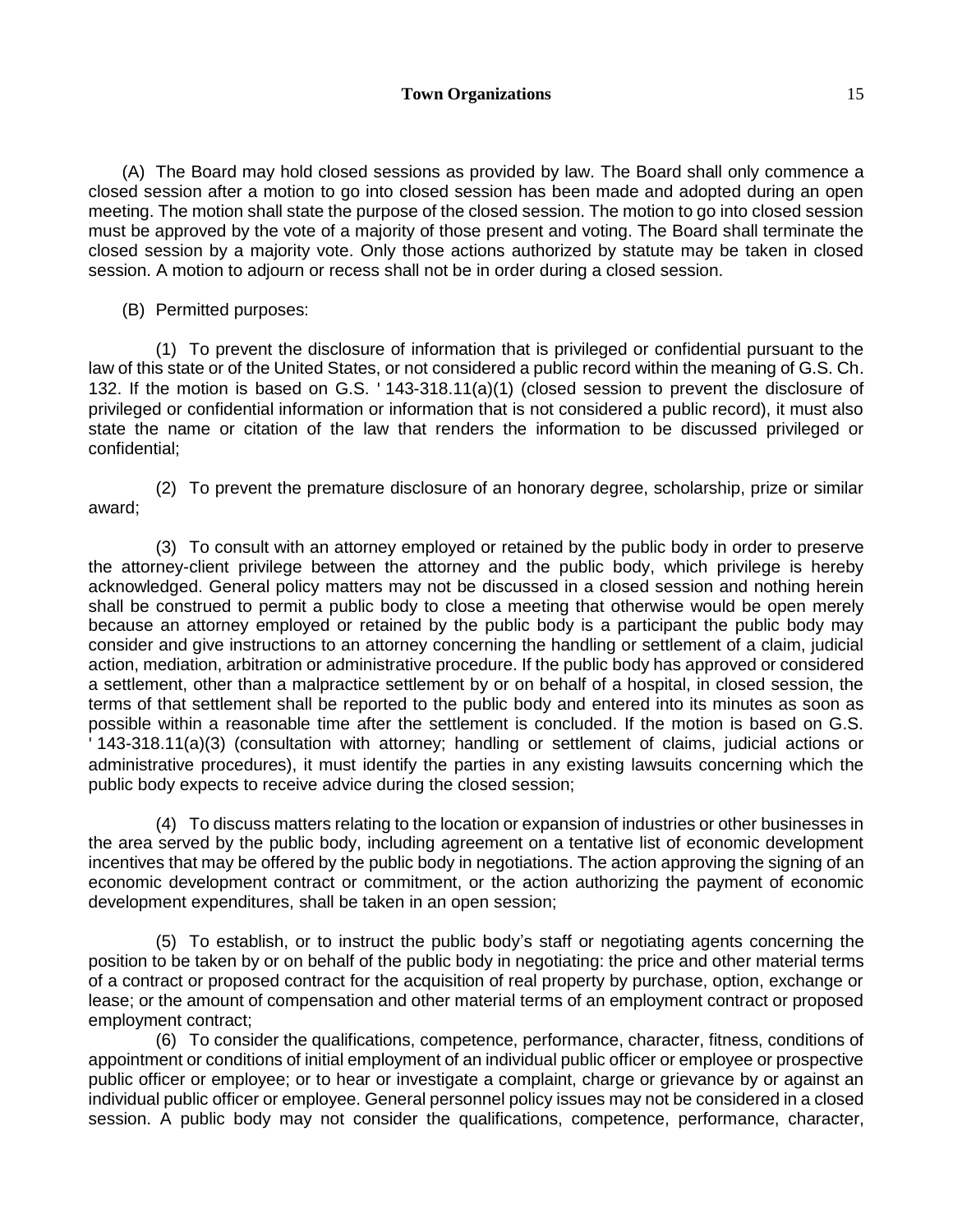(A) The Board may hold closed sessions as provided by law. The Board shall only commence a closed session after a motion to go into closed session has been made and adopted during an open meeting. The motion shall state the purpose of the closed session. The motion to go into closed session must be approved by the vote of a majority of those present and voting. The Board shall terminate the closed session by a majority vote. Only those actions authorized by statute may be taken in closed session. A motion to adjourn or recess shall not be in order during a closed session.

(B) Permitted purposes:

(1) To prevent the disclosure of information that is privileged or confidential pursuant to the law of this state or of the United States, or not considered a public record within the meaning of G.S. Ch. 132. If the motion is based on G.S. ' 143-318.11(a)(1) (closed session to prevent the disclosure of privileged or confidential information or information that is not considered a public record), it must also state the name or citation of the law that renders the information to be discussed privileged or confidential;

(2) To prevent the premature disclosure of an honorary degree, scholarship, prize or similar award;

(3) To consult with an attorney employed or retained by the public body in order to preserve the attorney-client privilege between the attorney and the public body, which privilege is hereby acknowledged. General policy matters may not be discussed in a closed session and nothing herein shall be construed to permit a public body to close a meeting that otherwise would be open merely because an attorney employed or retained by the public body is a participant the public body may consider and give instructions to an attorney concerning the handling or settlement of a claim, judicial action, mediation, arbitration or administrative procedure. If the public body has approved or considered a settlement, other than a malpractice settlement by or on behalf of a hospital, in closed session, the terms of that settlement shall be reported to the public body and entered into its minutes as soon as possible within a reasonable time after the settlement is concluded. If the motion is based on G.S. ' 143-318.11(a)(3) (consultation with attorney; handling or settlement of claims, judicial actions or administrative procedures), it must identify the parties in any existing lawsuits concerning which the public body expects to receive advice during the closed session;

(4) To discuss matters relating to the location or expansion of industries or other businesses in the area served by the public body, including agreement on a tentative list of economic development incentives that may be offered by the public body in negotiations. The action approving the signing of an economic development contract or commitment, or the action authorizing the payment of economic development expenditures, shall be taken in an open session;

(5) To establish, or to instruct the public body's staff or negotiating agents concerning the position to be taken by or on behalf of the public body in negotiating: the price and other material terms of a contract or proposed contract for the acquisition of real property by purchase, option, exchange or lease; or the amount of compensation and other material terms of an employment contract or proposed employment contract;

(6) To consider the qualifications, competence, performance, character, fitness, conditions of appointment or conditions of initial employment of an individual public officer or employee or prospective public officer or employee; or to hear or investigate a complaint, charge or grievance by or against an individual public officer or employee. General personnel policy issues may not be considered in a closed session. A public body may not consider the qualifications, competence, performance, character,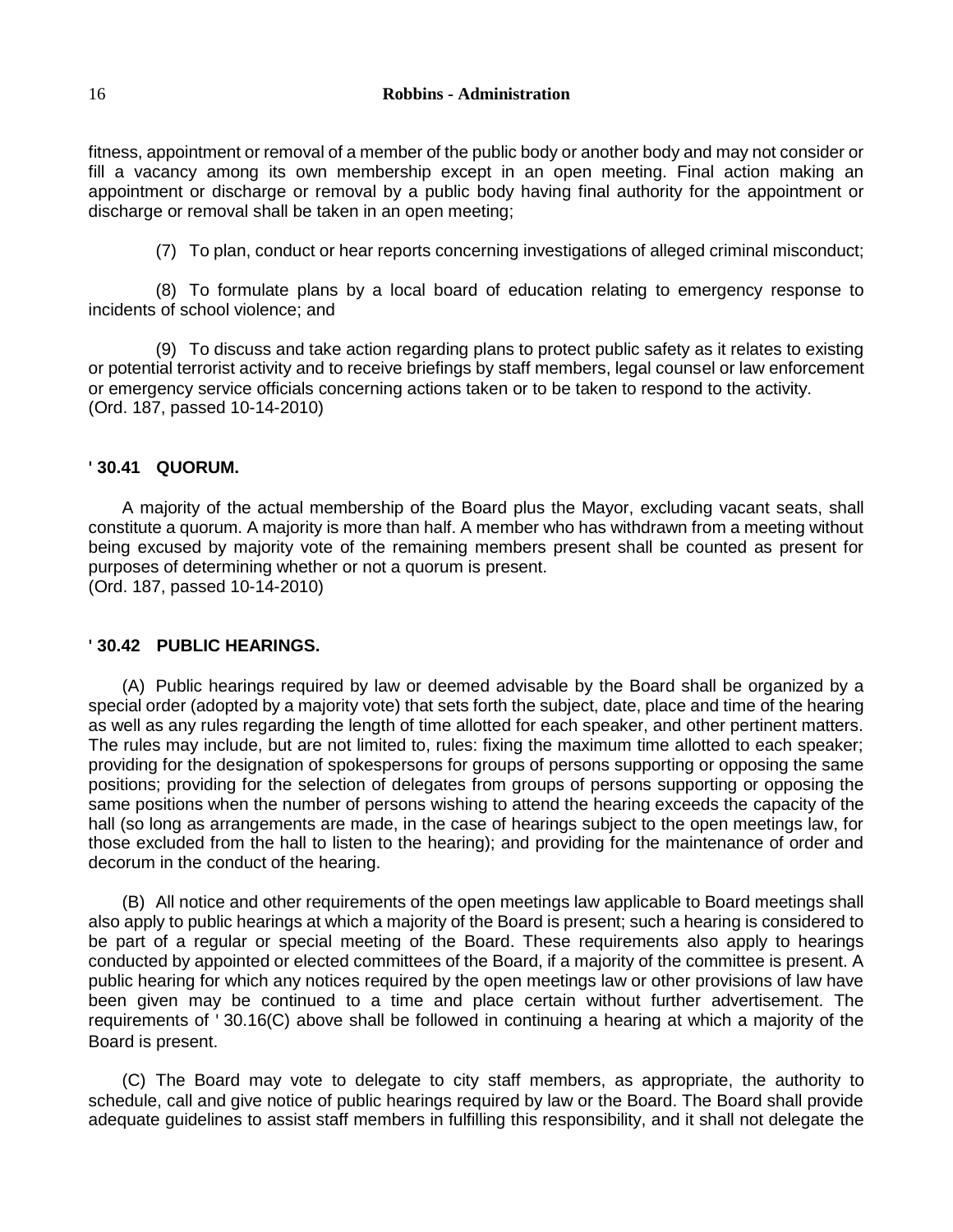fitness, appointment or removal of a member of the public body or another body and may not consider or fill a vacancy among its own membership except in an open meeting. Final action making an appointment or discharge or removal by a public body having final authority for the appointment or discharge or removal shall be taken in an open meeting;

(7) To plan, conduct or hear reports concerning investigations of alleged criminal misconduct;

(8) To formulate plans by a local board of education relating to emergency response to incidents of school violence; and

(9) To discuss and take action regarding plans to protect public safety as it relates to existing or potential terrorist activity and to receive briefings by staff members, legal counsel or law enforcement or emergency service officials concerning actions taken or to be taken to respond to the activity.
(Ord. 187, passed 10-14-2010)

### ' 30.41 QUORUM.

A majority of the actual membership of the Board plus the Mayor, excluding vacant seats, shall constitute a quorum. A majority is more than half. A member who has withdrawn from a meeting without being excused by majority vote of the remaining members present shall be counted as present for purposes of determining whether or not a quorum is present.
(Ord. 187, passed 10-14-2010)

### ' 30.42 PUBLIC HEARINGS.

(A) Public hearings required by law or deemed advisable by the Board shall be organized by a special order (adopted by a majority vote) that sets forth the subject, date, place and time of the hearing as well as any rules regarding the length of time allotted for each speaker, and other pertinent matters. The rules may include, but are not limited to, rules: fixing the maximum time allotted to each speaker; providing for the designation of spokespersons for groups of persons supporting or opposing the same positions; providing for the selection of delegates from groups of persons supporting or opposing the same positions when the number of persons wishing to attend the hearing exceeds the capacity of the hall (so long as arrangements are made, in the case of hearings subject to the open meetings law, for those excluded from the hall to listen to the hearing); and providing for the maintenance of order and decorum in the conduct of the hearing.

(B) All notice and other requirements of the open meetings law applicable to Board meetings shall also apply to public hearings at which a majority of the Board is present; such a hearing is considered to be part of a regular or special meeting of the Board. These requirements also apply to hearings conducted by appointed or elected committees of the Board, if a majority of the committee is present. A public hearing for which any notices required by the open meetings law or other provisions of law have been given may be continued to a time and place certain without further advertisement. The requirements of ' 30.16(C) above shall be followed in continuing a hearing at which a majority of the Board is present.

(C) The Board may vote to delegate to city staff members, as appropriate, the authority to schedule, call and give notice of public hearings required by law or the Board. The Board shall provide adequate guidelines to assist staff members in fulfilling this responsibility, and it shall not delegate the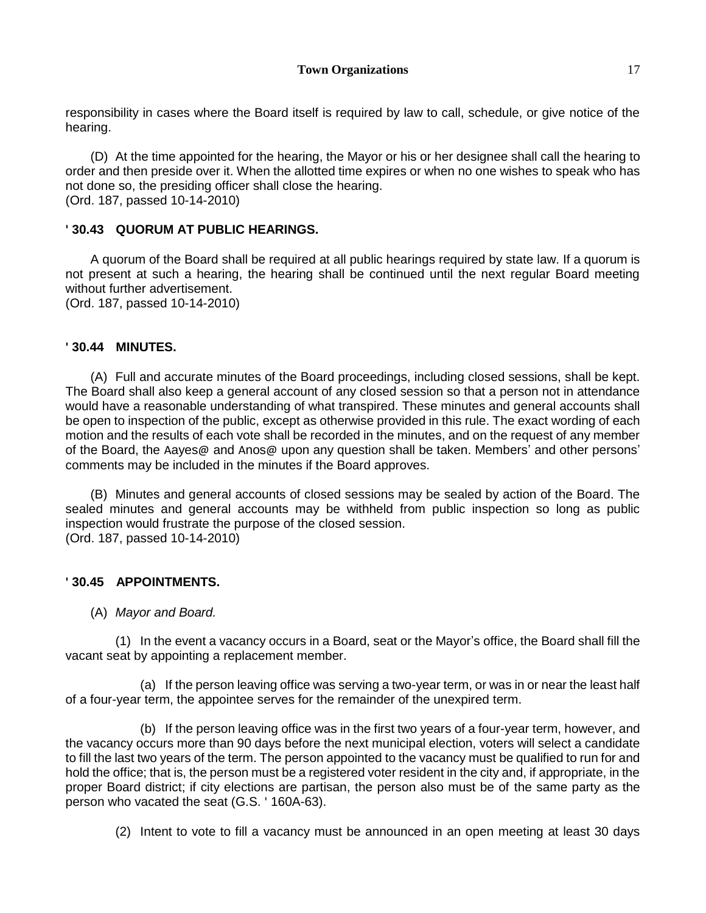responsibility in cases where the Board itself is required by law to call, schedule, or give notice of the hearing.

(D) At the time appointed for the hearing, the Mayor or his or her designee shall call the hearing to order and then preside over it. When the allotted time expires or when no one wishes to speak who has not done so, the presiding officer shall close the hearing.
(Ord. 187, passed 10-14-2010)

## ' 30.43 QUORUM AT PUBLIC HEARINGS.

A quorum of the Board shall be required at all public hearings required by state law. If a quorum is not present at such a hearing, the hearing shall be continued until the next regular Board meeting without further advertisement.
(Ord. 187, passed 10-14-2010)

## ' 30.44 MINUTES.

(A) Full and accurate minutes of the Board proceedings, including closed sessions, shall be kept. The Board shall also keep a general account of any closed session so that a person not in attendance would have a reasonable understanding of what transpired. These minutes and general accounts shall be open to inspection of the public, except as otherwise provided in this rule. The exact wording of each motion and the results of each vote shall be recorded in the minutes, and on the request of any member of the Board, the Aayes@ and Anos@ upon any question shall be taken. Members' and other persons' comments may be included in the minutes if the Board approves.

(B) Minutes and general accounts of closed sessions may be sealed by action of the Board. The sealed minutes and general accounts may be withheld from public inspection so long as public inspection would frustrate the purpose of the closed session.
(Ord. 187, passed 10-14-2010)

## ' 30.45 APPOINTMENTS.

(A) *Mayor and Board.*

(1) In the event a vacancy occurs in a Board, seat or the Mayor's office, the Board shall fill the vacant seat by appointing a replacement member.

(a) If the person leaving office was serving a two-year term, or was in or near the least half of a four-year term, the appointee serves for the remainder of the unexpired term.

(b) If the person leaving office was in the first two years of a four-year term, however, and the vacancy occurs more than 90 days before the next municipal election, voters will select a candidate to fill the last two years of the term. The person appointed to the vacancy must be qualified to run for and hold the office; that is, the person must be a registered voter resident in the city and, if appropriate, in the proper Board district; if city elections are partisan, the person also must be of the same party as the person who vacated the seat (G.S. ' 160A-63).

(2) Intent to vote to fill a vacancy must be announced in an open meeting at least 30 days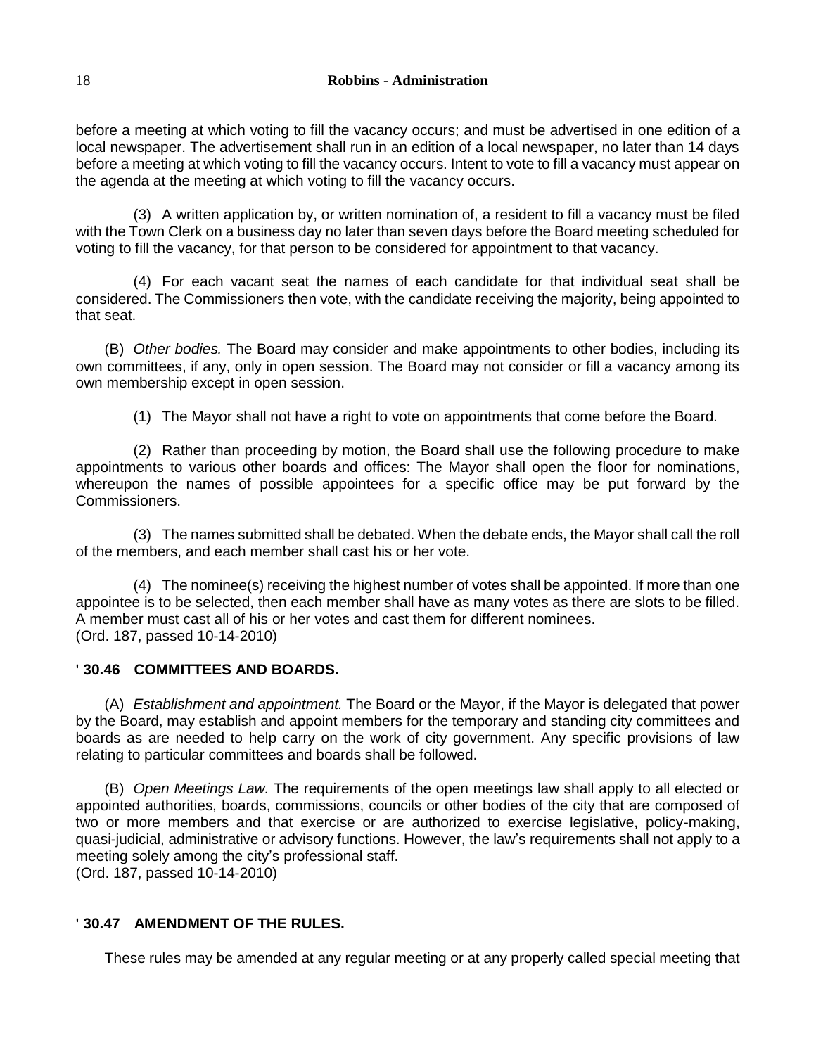before a meeting at which voting to fill the vacancy occurs; and must be advertised in one edition of a local newspaper. The advertisement shall run in an edition of a local newspaper, no later than 14 days before a meeting at which voting to fill the vacancy occurs. Intent to vote to fill a vacancy must appear on the agenda at the meeting at which voting to fill the vacancy occurs.

(3) A written application by, or written nomination of, a resident to fill a vacancy must be filed with the Town Clerk on a business day no later than seven days before the Board meeting scheduled for voting to fill the vacancy, for that person to be considered for appointment to that vacancy.

(4) For each vacant seat the names of each candidate for that individual seat shall be considered. The Commissioners then vote, with the candidate receiving the majority, being appointed to that seat.

(B) *Other bodies.* The Board may consider and make appointments to other bodies, including its own committees, if any, only in open session. The Board may not consider or fill a vacancy among its own membership except in open session.

(1) The Mayor shall not have a right to vote on appointments that come before the Board.

(2) Rather than proceeding by motion, the Board shall use the following procedure to make appointments to various other boards and offices: The Mayor shall open the floor for nominations, whereupon the names of possible appointees for a specific office may be put forward by the Commissioners.

(3) The names submitted shall be debated. When the debate ends, the Mayor shall call the roll of the members, and each member shall cast his or her vote.

(4) The nominee(s) receiving the highest number of votes shall be appointed. If more than one appointee is to be selected, then each member shall have as many votes as there are slots to be filled. A member must cast all of his or her votes and cast them for different nominees.
(Ord. 187, passed 10-14-2010)

### ' 30.46 COMMITTEES AND BOARDS.

(A) *Establishment and appointment.* The Board or the Mayor, if the Mayor is delegated that power by the Board, may establish and appoint members for the temporary and standing city committees and boards as are needed to help carry on the work of city government. Any specific provisions of law relating to particular committees and boards shall be followed.

(B) *Open Meetings Law.* The requirements of the open meetings law shall apply to all elected or appointed authorities, boards, commissions, councils or other bodies of the city that are composed of two or more members and that exercise or are authorized to exercise legislative, policy-making, quasi-judicial, administrative or advisory functions. However, the law's requirements shall not apply to a meeting solely among the city's professional staff.
(Ord. 187, passed 10-14-2010)

### ' 30.47 AMENDMENT OF THE RULES.

These rules may be amended at any regular meeting or at any properly called special meeting that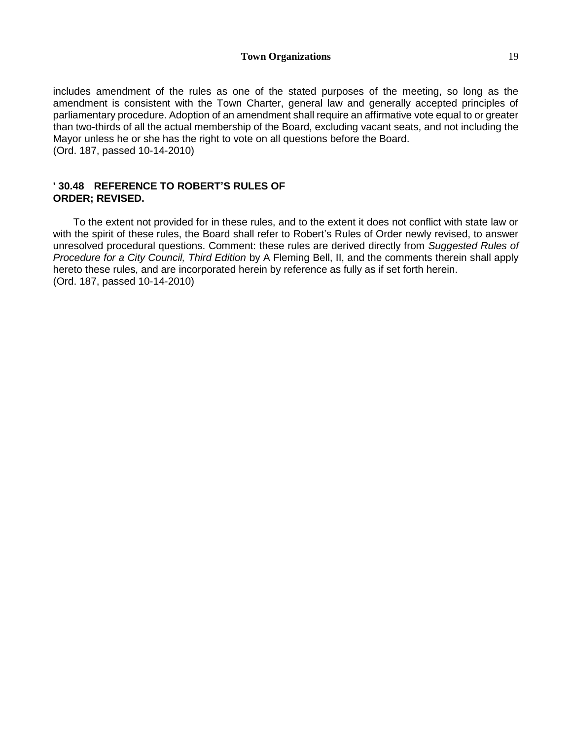includes amendment of the rules as one of the stated purposes of the meeting, so long as the amendment is consistent with the Town Charter, general law and generally accepted principles of parliamentary procedure. Adoption of an amendment shall require an affirmative vote equal to or greater than two-thirds of all the actual membership of the Board, excluding vacant seats, and not including the Mayor unless he or she has the right to vote on all questions before the Board.
(Ord. 187, passed 10-14-2010)

**' 30.48 REFERENCE TO ROBERT'S RULES OF ORDER; REVISED.**

To the extent not provided for in these rules, and to the extent it does not conflict with state law or with the spirit of these rules, the Board shall refer to Robert's Rules of Order newly revised, to answer unresolved procedural questions. Comment: these rules are derived directly from *Suggested Rules of Procedure for a City Council, Third Edition* by A Fleming Bell, II, and the comments therein shall apply hereto these rules, and are incorporated herein by reference as fully as if set forth herein.
(Ord. 187, passed 10-14-2010)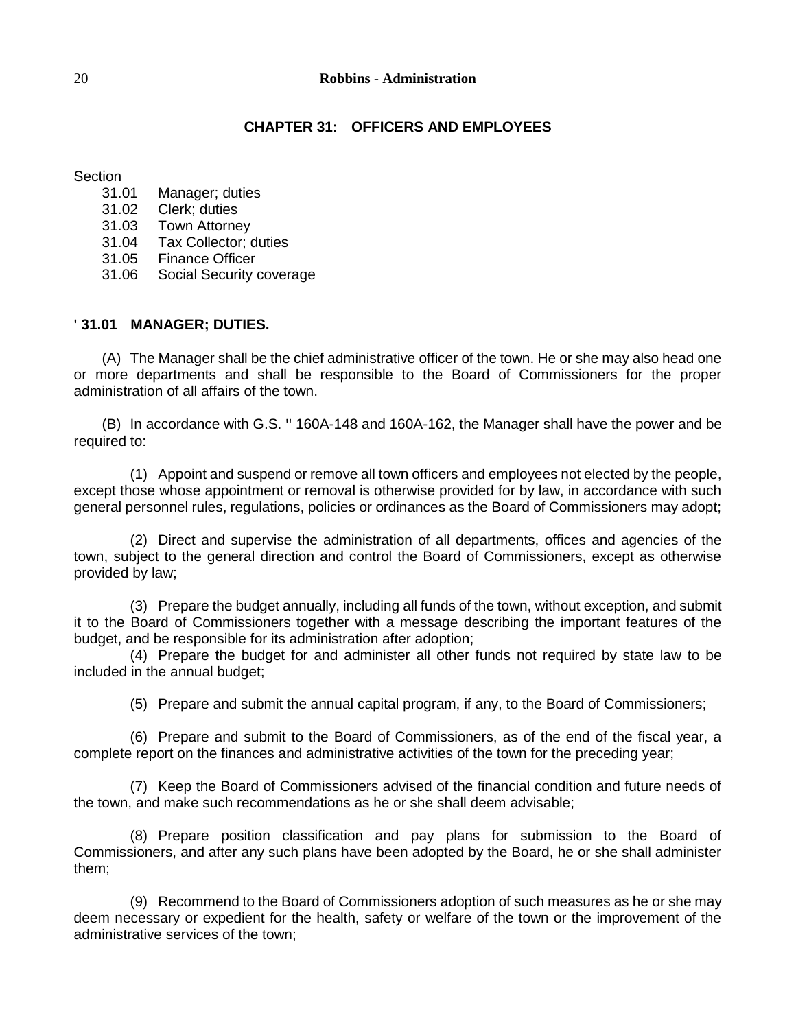## CHAPTER 31: OFFICERS AND EMPLOYEES

Section

- 31.01 Manager; duties
- 31.02 Clerk; duties
- 31.03 Town Attorney
- 31.04 Tax Collector; duties
- 31.05 Finance Officer
- 31.06 Social Security coverage

### ' 31.01 MANAGER; DUTIES.

(A) The Manager shall be the chief administrative officer of the town. He or she may also head one or more departments and shall be responsible to the Board of Commissioners for the proper administration of all affairs of the town.

(B) In accordance with G.S. '' 160A-148 and 160A-162, the Manager shall have the power and be required to:

(1) Appoint and suspend or remove all town officers and employees not elected by the people, except those whose appointment or removal is otherwise provided for by law, in accordance with such general personnel rules, regulations, policies or ordinances as the Board of Commissioners may adopt;

(2) Direct and supervise the administration of all departments, offices and agencies of the town, subject to the general direction and control the Board of Commissioners, except as otherwise provided by law;

(3) Prepare the budget annually, including all funds of the town, without exception, and submit it to the Board of Commissioners together with a message describing the important features of the budget, and be responsible for its administration after adoption;

(4) Prepare the budget for and administer all other funds not required by state law to be included in the annual budget;

(5) Prepare and submit the annual capital program, if any, to the Board of Commissioners;

(6) Prepare and submit to the Board of Commissioners, as of the end of the fiscal year, a complete report on the finances and administrative activities of the town for the preceding year;

(7) Keep the Board of Commissioners advised of the financial condition and future needs of the town, and make such recommendations as he or she shall deem advisable;

(8) Prepare position classification and pay plans for submission to the Board of Commissioners, and after any such plans have been adopted by the Board, he or she shall administer them;

(9) Recommend to the Board of Commissioners adoption of such measures as he or she may deem necessary or expedient for the health, safety or welfare of the town or the improvement of the administrative services of the town;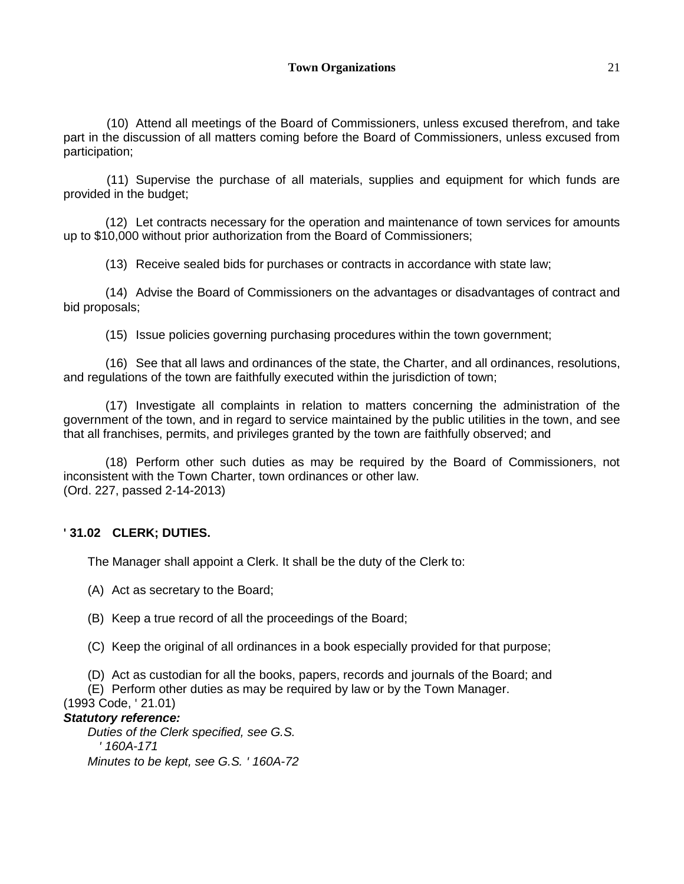(10) Attend all meetings of the Board of Commissioners, unless excused therefrom, and take part in the discussion of all matters coming before the Board of Commissioners, unless excused from participation;

(11) Supervise the purchase of all materials, supplies and equipment for which funds are provided in the budget;

(12) Let contracts necessary for the operation and maintenance of town services for amounts up to $10,000 without prior authorization from the Board of Commissioners;

(13) Receive sealed bids for purchases or contracts in accordance with state law;

(14) Advise the Board of Commissioners on the advantages or disadvantages of contract and bid proposals;

(15) Issue policies governing purchasing procedures within the town government;

(16) See that all laws and ordinances of the state, the Charter, and all ordinances, resolutions, and regulations of the town are faithfully executed within the jurisdiction of town;

(17) Investigate all complaints in relation to matters concerning the administration of the government of the town, and in regard to service maintained by the public utilities in the town, and see that all franchises, permits, and privileges granted by the town are faithfully observed; and

(18) Perform other such duties as may be required by the Board of Commissioners, not inconsistent with the Town Charter, town ordinances or other law.
(Ord. 227, passed 2-14-2013)

### ' 31.02 CLERK; DUTIES.

The Manager shall appoint a Clerk. It shall be the duty of the Clerk to:

(A) Act as secretary to the Board;

(B) Keep a true record of all the proceedings of the Board;

(C) Keep the original of all ordinances in a book especially provided for that purpose;

(D) Act as custodian for all the books, papers, records and journals of the Board; and

(E) Perform other duties as may be required by law or by the Town Manager.
(1993 Code, ' 21.01)

***Statutory reference:***

*Duties of the Clerk specified, see G.S. ' 160A-171*

*Minutes to be kept, see G.S. ' 160A-72*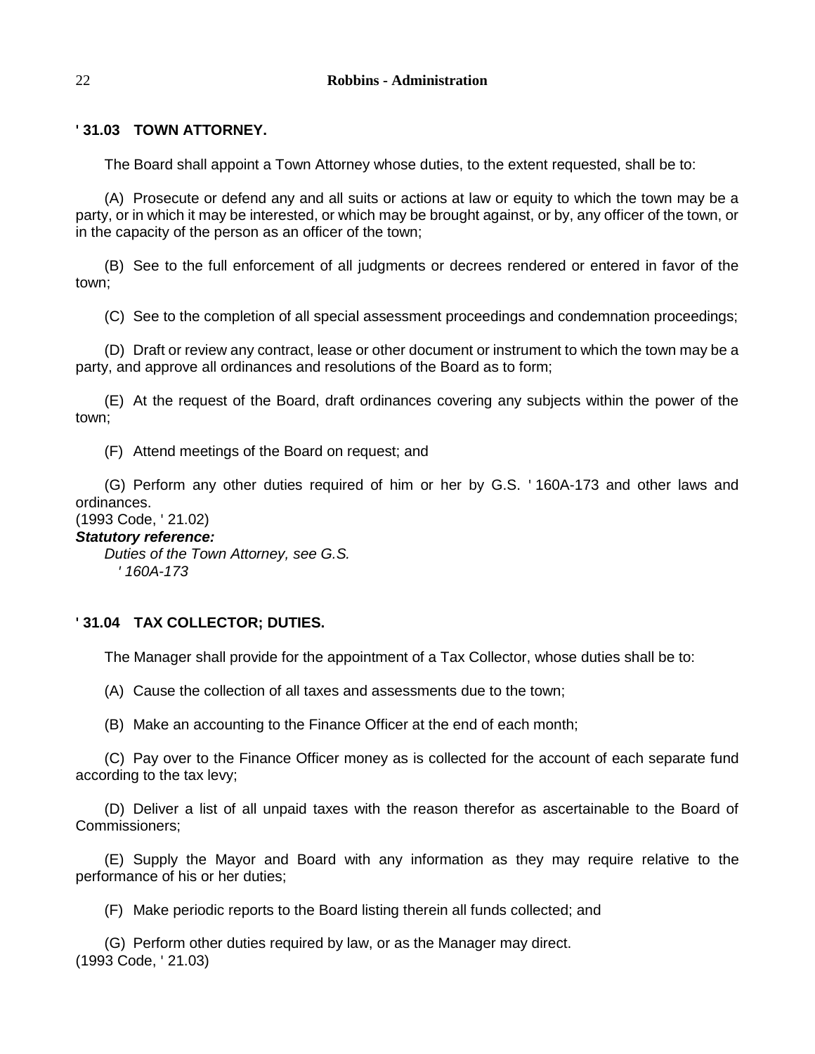**' 31.03 TOWN ATTORNEY.**

The Board shall appoint a Town Attorney whose duties, to the extent requested, shall be to:

(A) Prosecute or defend any and all suits or actions at law or equity to which the town may be a party, or in which it may be interested, or which may be brought against, or by, any officer of the town, or in the capacity of the person as an officer of the town;

(B) See to the full enforcement of all judgments or decrees rendered or entered in favor of the town;

(C) See to the completion of all special assessment proceedings and condemnation proceedings;

(D) Draft or review any contract, lease or other document or instrument to which the town may be a party, and approve all ordinances and resolutions of the Board as to form;

(E) At the request of the Board, draft ordinances covering any subjects within the power of the town;

(F) Attend meetings of the Board on request; and

(G) Perform any other duties required of him or her by G.S. ' 160A-173 and other laws and ordinances.
(1993 Code, ' 21.02)

***Statutory reference:***

*Duties of the Town Attorney, see G.S. ' 160A-173*

**' 31.04 TAX COLLECTOR; DUTIES.**

The Manager shall provide for the appointment of a Tax Collector, whose duties shall be to:

(A) Cause the collection of all taxes and assessments due to the town;

(B) Make an accounting to the Finance Officer at the end of each month;

(C) Pay over to the Finance Officer money as is collected for the account of each separate fund according to the tax levy;

(D) Deliver a list of all unpaid taxes with the reason therefor as ascertainable to the Board of Commissioners;

(E) Supply the Mayor and Board with any information as they may require relative to the performance of his or her duties;

(F) Make periodic reports to the Board listing therein all funds collected; and

(G) Perform other duties required by law, or as the Manager may direct.
(1993 Code, ' 21.03)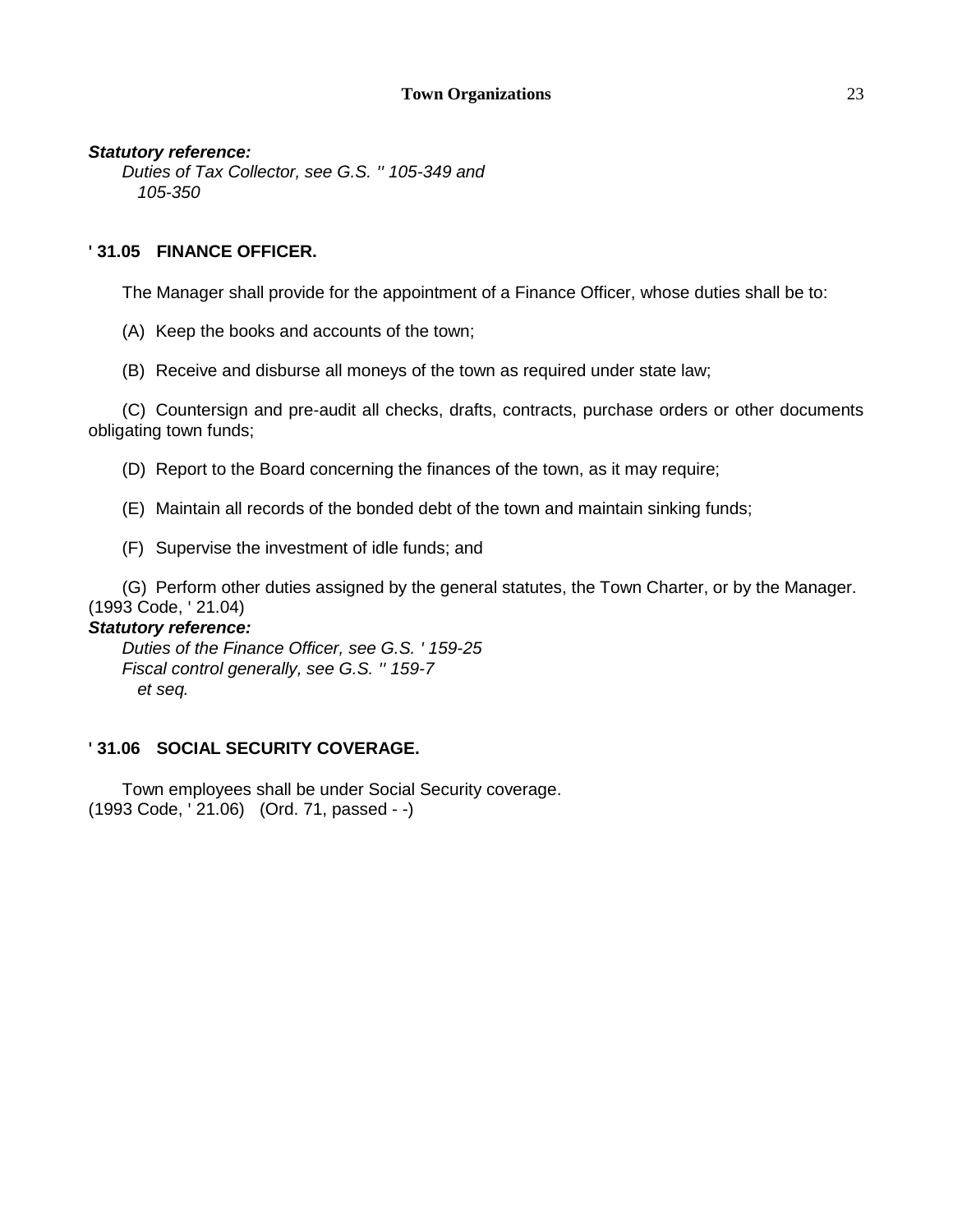***Statutory reference:***

*Duties of Tax Collector, see G.S. '' 105-349 and 105-350*

**' 31.05 FINANCE OFFICER.**

The Manager shall provide for the appointment of a Finance Officer, whose duties shall be to:

(A) Keep the books and accounts of the town;

(B) Receive and disburse all moneys of the town as required under state law;

(C) Countersign and pre-audit all checks, drafts, contracts, purchase orders or other documents obligating town funds;

(D) Report to the Board concerning the finances of the town, as it may require;

(E) Maintain all records of the bonded debt of the town and maintain sinking funds;

(F) Supervise the investment of idle funds; and

(G) Perform other duties assigned by the general statutes, the Town Charter, or by the Manager.
(1993 Code, ' 21.04)

***Statutory reference:***

*Duties of the Finance Officer, see G.S. ' 159-25*

*Fiscal control generally, see G.S. '' 159-7 et seq.*

**' 31.06 SOCIAL SECURITY COVERAGE.**

Town employees shall be under Social Security coverage.
(1993 Code, ' 21.06) (Ord. 71, passed - -)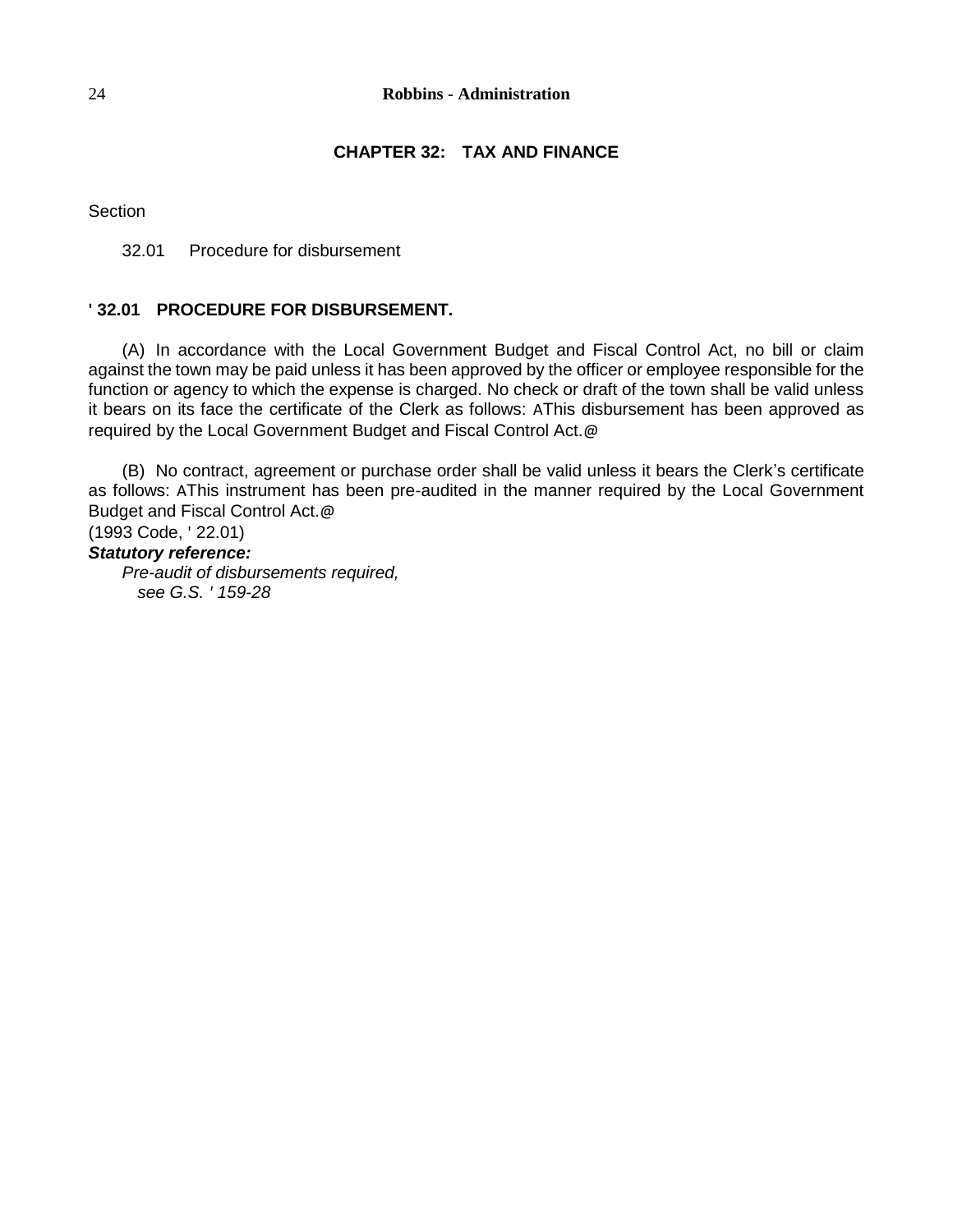# CHAPTER 32: TAX AND FINANCE

Section

32.01 Procedure for disbursement

## ' 32.01 PROCEDURE FOR DISBURSEMENT.

(A) In accordance with the Local Government Budget and Fiscal Control Act, no bill or claim against the town may be paid unless it has been approved by the officer or employee responsible for the function or agency to which the expense is charged. No check or draft of the town shall be valid unless it bears on its face the certificate of the Clerk as follows: AThis disbursement has been approved as required by the Local Government Budget and Fiscal Control Act.@

(B) No contract, agreement or purchase order shall be valid unless it bears the Clerk's certificate as follows: AThis instrument has been pre-audited in the manner required by the Local Government Budget and Fiscal Control Act.@

(1993 Code, ' 22.01)

***Statutory reference:***

*Pre-audit of disbursements required, see G.S. ' 159-28*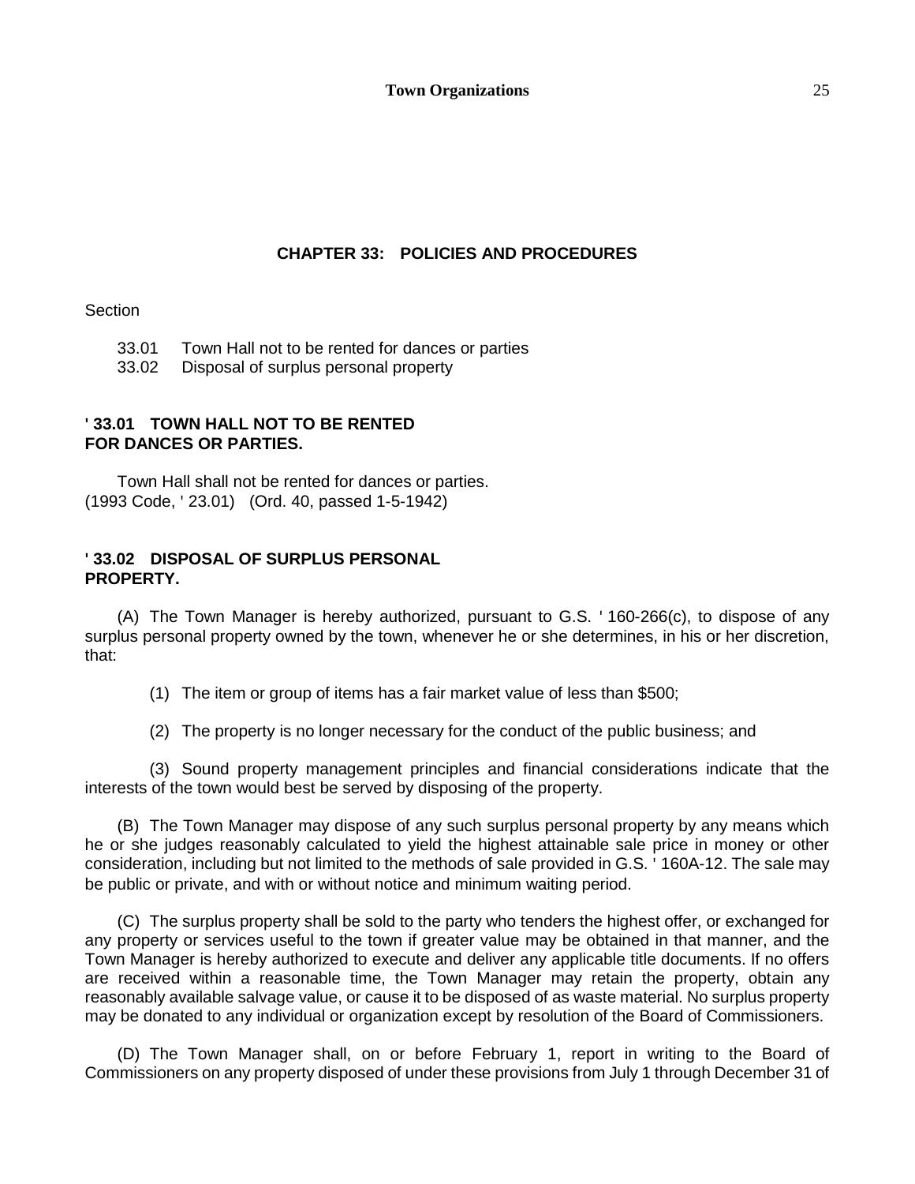## CHAPTER 33: POLICIES AND PROCEDURES

Section

33.01 Town Hall not to be rented for dances or parties
33.02 Disposal of surplus personal property

### ' 33.01 TOWN HALL NOT TO BE RENTED FOR DANCES OR PARTIES.

Town Hall shall not be rented for dances or parties.
(1993 Code, ' 23.01) (Ord. 40, passed 1-5-1942)

### ' 33.02 DISPOSAL OF SURPLUS PERSONAL PROPERTY.

(A) The Town Manager is hereby authorized, pursuant to G.S. ' 160-266(c), to dispose of any surplus personal property owned by the town, whenever he or she determines, in his or her discretion, that:

(1) The item or group of items has a fair market value of less than $500;

(2) The property is no longer necessary for the conduct of the public business; and

(3) Sound property management principles and financial considerations indicate that the interests of the town would best be served by disposing of the property.

(B) The Town Manager may dispose of any such surplus personal property by any means which he or she judges reasonably calculated to yield the highest attainable sale price in money or other consideration, including but not limited to the methods of sale provided in G.S. ' 160A-12. The sale may be public or private, and with or without notice and minimum waiting period.

(C) The surplus property shall be sold to the party who tenders the highest offer, or exchanged for any property or services useful to the town if greater value may be obtained in that manner, and the Town Manager is hereby authorized to execute and deliver any applicable title documents. If no offers are received within a reasonable time, the Town Manager may retain the property, obtain any reasonably available salvage value, or cause it to be disposed of as waste material. No surplus property may be donated to any individual or organization except by resolution of the Board of Commissioners.

(D) The Town Manager shall, on or before February 1, report in writing to the Board of Commissioners on any property disposed of under these provisions from July 1 through December 31 of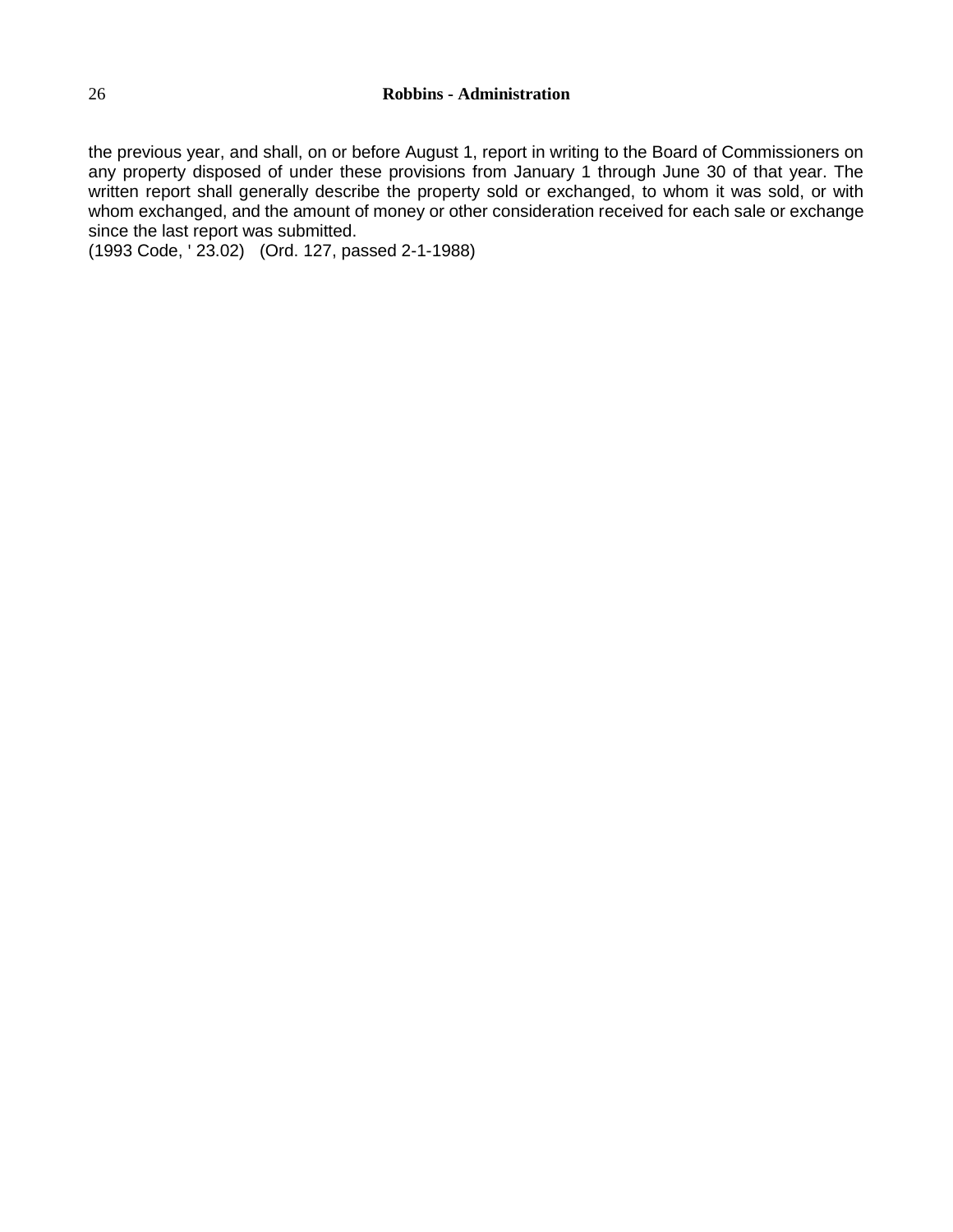the previous year, and shall, on or before August 1, report in writing to the Board of Commissioners on any property disposed of under these provisions from January 1 through June 30 of that year. The written report shall generally describe the property sold or exchanged, to whom it was sold, or with whom exchanged, and the amount of money or other consideration received for each sale or exchange since the last report was submitted.
(1993 Code, ' 23.02)   (Ord. 127, passed 2-1-1988)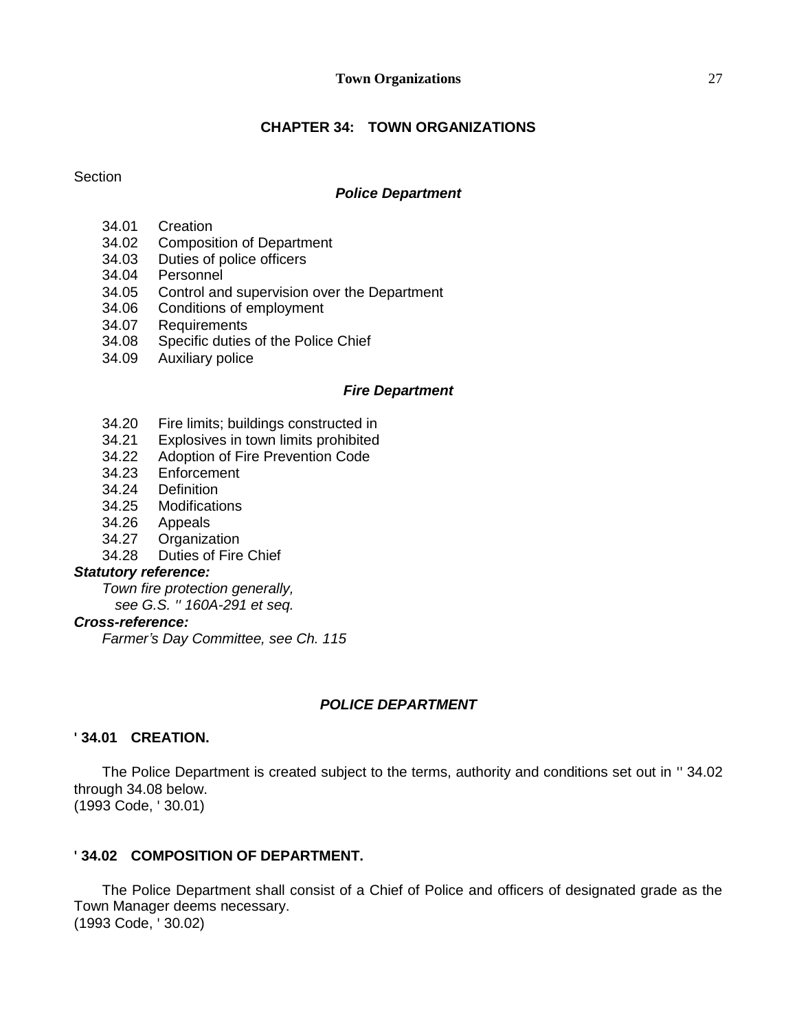# CHAPTER 34: TOWN ORGANIZATIONS

Section

***Police Department***

34.01 Creation
34.02 Composition of Department
34.03 Duties of police officers
34.04 Personnel
34.05 Control and supervision over the Department
34.06 Conditions of employment
34.07 Requirements
34.08 Specific duties of the Police Chief
34.09 Auxiliary police

***Fire Department***

34.20 Fire limits; buildings constructed in
34.21 Explosives in town limits prohibited
34.22 Adoption of Fire Prevention Code
34.23 Enforcement
34.24 Definition
34.25 Modifications
34.26 Appeals
34.27 Organization
34.28 Duties of Fire Chief

***Statutory reference:***

*Town fire protection generally,*
*see G.S. '' 160A-291 et seq.*

***Cross-reference:***

*Farmer's Day Committee, see Ch. 115*

## *POLICE DEPARTMENT*

### ' 34.01 CREATION.

The Police Department is created subject to the terms, authority and conditions set out in '' 34.02 through 34.08 below.
(1993 Code, ' 30.01)

### ' 34.02 COMPOSITION OF DEPARTMENT.

The Police Department shall consist of a Chief of Police and officers of designated grade as the Town Manager deems necessary.
(1993 Code, ' 30.02)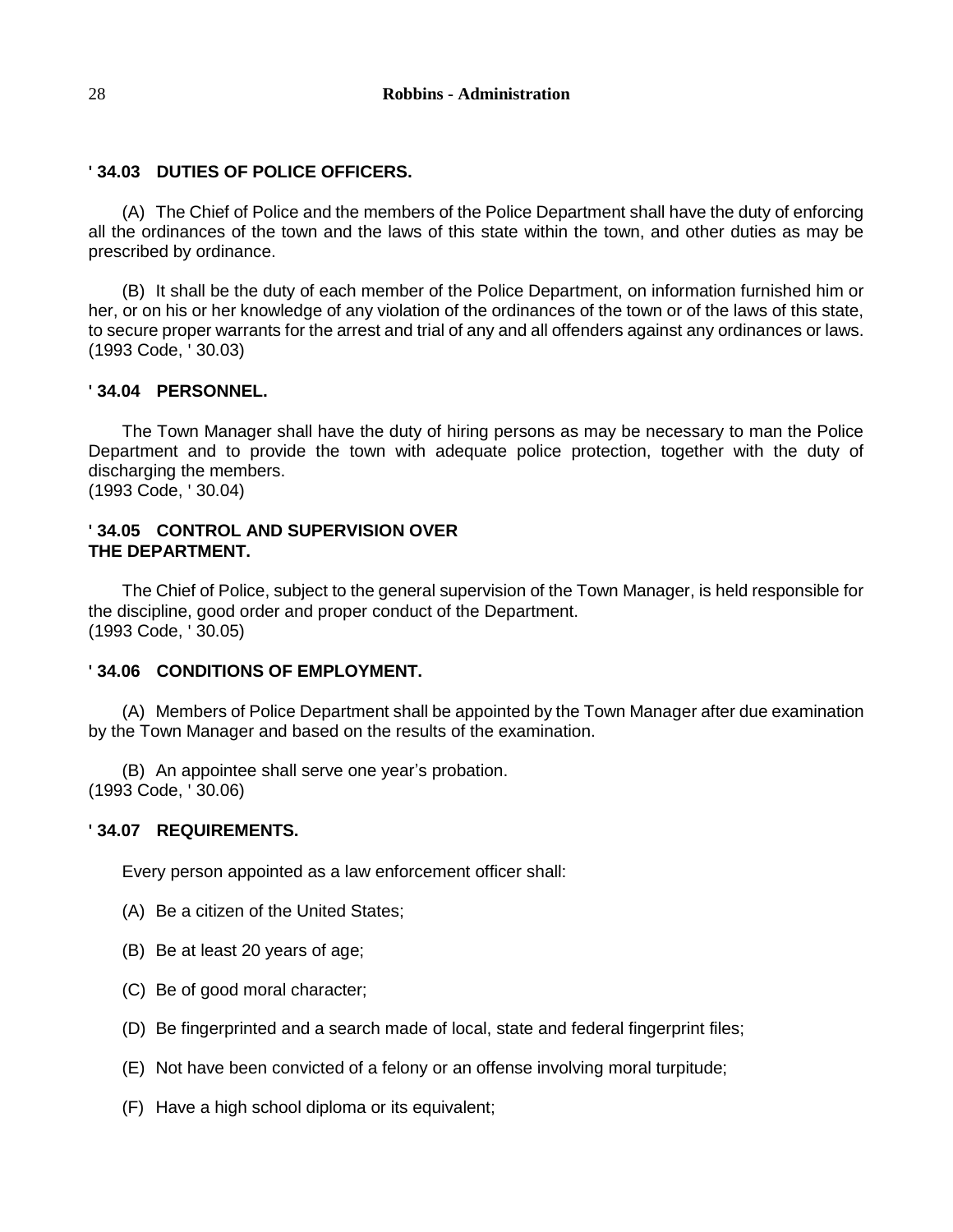**' 34.03 DUTIES OF POLICE OFFICERS.**

(A) The Chief of Police and the members of the Police Department shall have the duty of enforcing all the ordinances of the town and the laws of this state within the town, and other duties as may be prescribed by ordinance.

(B) It shall be the duty of each member of the Police Department, on information furnished him or her, or on his or her knowledge of any violation of the ordinances of the town or of the laws of this state, to secure proper warrants for the arrest and trial of any and all offenders against any ordinances or laws.
(1993 Code, ' 30.03)

**' 34.04 PERSONNEL.**

The Town Manager shall have the duty of hiring persons as may be necessary to man the Police Department and to provide the town with adequate police protection, together with the duty of discharging the members.
(1993 Code, ' 30.04)

**' 34.05 CONTROL AND SUPERVISION OVER THE DEPARTMENT.**

The Chief of Police, subject to the general supervision of the Town Manager, is held responsible for the discipline, good order and proper conduct of the Department.
(1993 Code, ' 30.05)

**' 34.06 CONDITIONS OF EMPLOYMENT.**

(A) Members of Police Department shall be appointed by the Town Manager after due examination by the Town Manager and based on the results of the examination.

(B) An appointee shall serve one year's probation.
(1993 Code, ' 30.06)

**' 34.07 REQUIREMENTS.**

Every person appointed as a law enforcement officer shall:

(A) Be a citizen of the United States;

(B) Be at least 20 years of age;

(C) Be of good moral character;

(D) Be fingerprinted and a search made of local, state and federal fingerprint files;

(E) Not have been convicted of a felony or an offense involving moral turpitude;

(F) Have a high school diploma or its equivalent;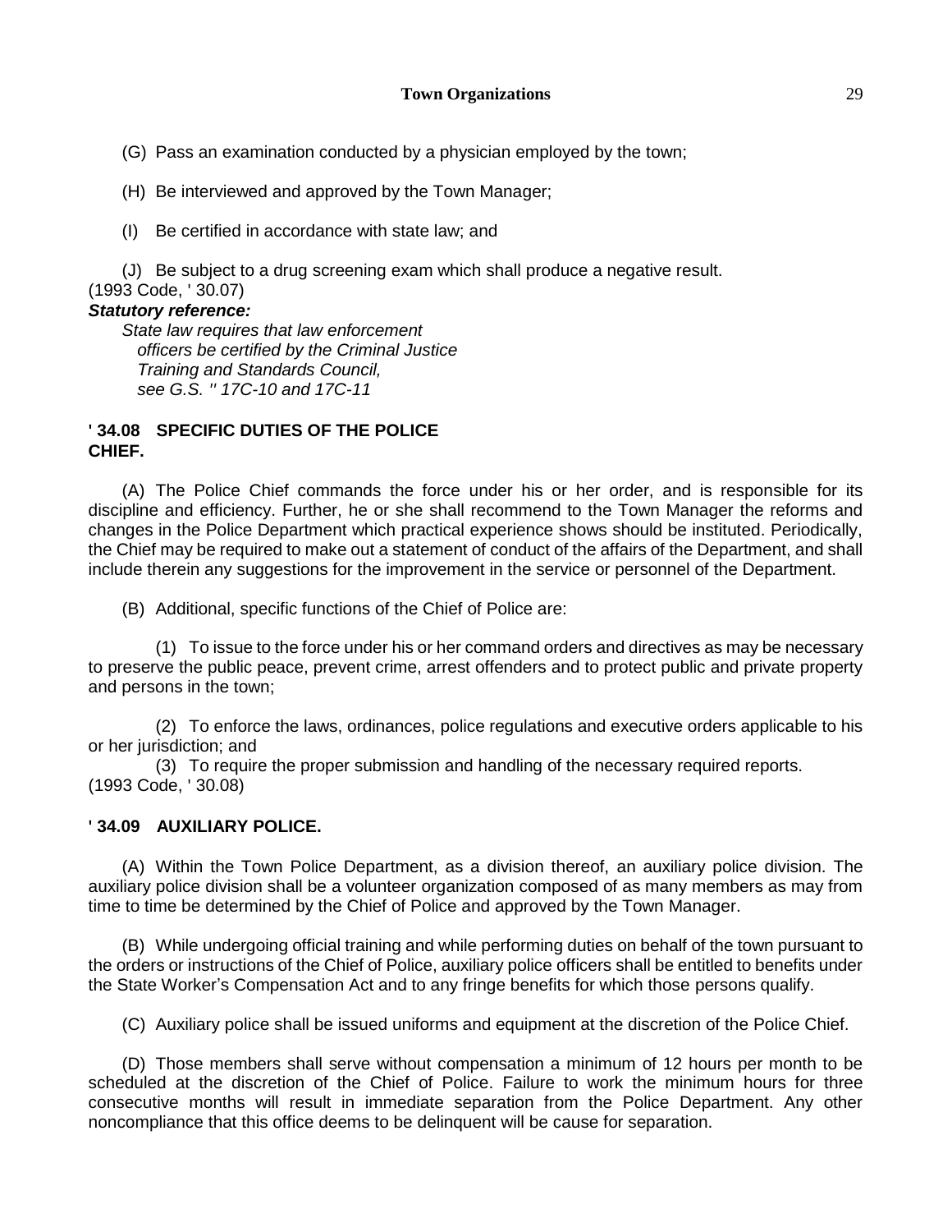(G) Pass an examination conducted by a physician employed by the town;

(H) Be interviewed and approved by the Town Manager;

(I) Be certified in accordance with state law; and

(J) Be subject to a drug screening exam which shall produce a negative result.
(1993 Code, ' 30.07)

***Statutory reference:***

*State law requires that law enforcement officers be certified by the Criminal Justice Training and Standards Council, see G.S. '' 17C-10 and 17C-11*

**' 34.08 SPECIFIC DUTIES OF THE POLICE CHIEF.**

(A) The Police Chief commands the force under his or her order, and is responsible for its discipline and efficiency. Further, he or she shall recommend to the Town Manager the reforms and changes in the Police Department which practical experience shows should be instituted. Periodically, the Chief may be required to make out a statement of conduct of the affairs of the Department, and shall include therein any suggestions for the improvement in the service or personnel of the Department.

(B) Additional, specific functions of the Chief of Police are:

(1) To issue to the force under his or her command orders and directives as may be necessary to preserve the public peace, prevent crime, arrest offenders and to protect public and private property and persons in the town;

(2) To enforce the laws, ordinances, police regulations and executive orders applicable to his or her jurisdiction; and

(3) To require the proper submission and handling of the necessary required reports.
(1993 Code, ' 30.08)

**' 34.09 AUXILIARY POLICE.**

(A) Within the Town Police Department, as a division thereof, an auxiliary police division. The auxiliary police division shall be a volunteer organization composed of as many members as may from time to time be determined by the Chief of Police and approved by the Town Manager.

(B) While undergoing official training and while performing duties on behalf of the town pursuant to the orders or instructions of the Chief of Police, auxiliary police officers shall be entitled to benefits under the State Worker's Compensation Act and to any fringe benefits for which those persons qualify.

(C) Auxiliary police shall be issued uniforms and equipment at the discretion of the Police Chief.

(D) Those members shall serve without compensation a minimum of 12 hours per month to be scheduled at the discretion of the Chief of Police. Failure to work the minimum hours for three consecutive months will result in immediate separation from the Police Department. Any other noncompliance that this office deems to be delinquent will be cause for separation.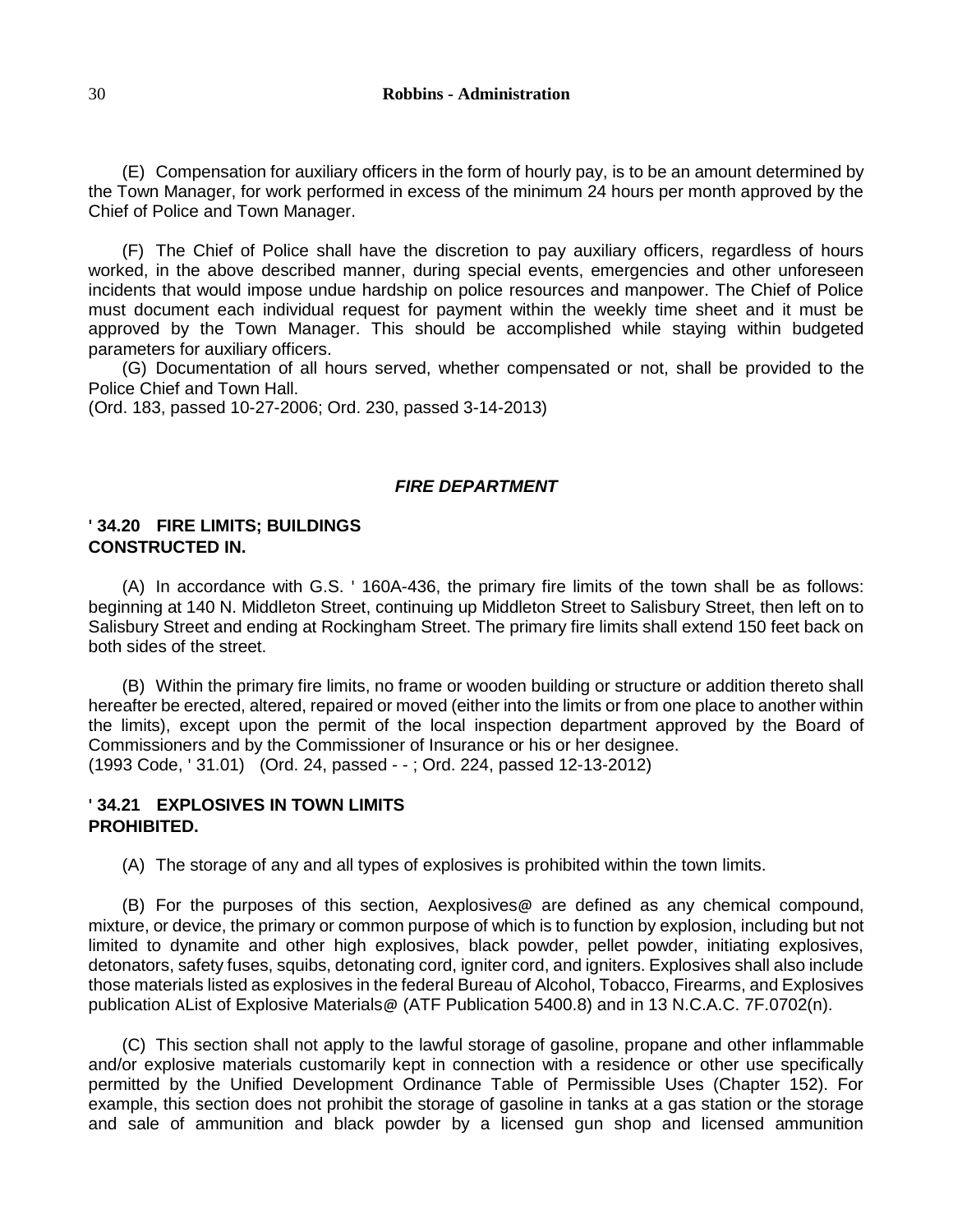(E) Compensation for auxiliary officers in the form of hourly pay, is to be an amount determined by the Town Manager, for work performed in excess of the minimum 24 hours per month approved by the Chief of Police and Town Manager.

(F) The Chief of Police shall have the discretion to pay auxiliary officers, regardless of hours worked, in the above described manner, during special events, emergencies and other unforeseen incidents that would impose undue hardship on police resources and manpower. The Chief of Police must document each individual request for payment within the weekly time sheet and it must be approved by the Town Manager. This should be accomplished while staying within budgeted parameters for auxiliary officers.

(G) Documentation of all hours served, whether compensated or not, shall be provided to the Police Chief and Town Hall.

(Ord. 183, passed 10-27-2006; Ord. 230, passed 3-14-2013)

## *FIRE DEPARTMENT*

### ' 34.20 FIRE LIMITS; BUILDINGS CONSTRUCTED IN.

(A) In accordance with G.S. ' 160A-436, the primary fire limits of the town shall be as follows: beginning at 140 N. Middleton Street, continuing up Middleton Street to Salisbury Street, then left on to Salisbury Street and ending at Rockingham Street. The primary fire limits shall extend 150 feet back on both sides of the street.

(B) Within the primary fire limits, no frame or wooden building or structure or addition thereto shall hereafter be erected, altered, repaired or moved (either into the limits or from one place to another within the limits), except upon the permit of the local inspection department approved by the Board of Commissioners and by the Commissioner of Insurance or his or her designee.

(1993 Code, ' 31.01) (Ord. 24, passed - - ; Ord. 224, passed 12-13-2012)

### ' 34.21 EXPLOSIVES IN TOWN LIMITS PROHIBITED.

(A) The storage of any and all types of explosives is prohibited within the town limits.

(B) For the purposes of this section, Aexplosives@ are defined as any chemical compound, mixture, or device, the primary or common purpose of which is to function by explosion, including but not limited to dynamite and other high explosives, black powder, pellet powder, initiating explosives, detonators, safety fuses, squibs, detonating cord, igniter cord, and igniters. Explosives shall also include those materials listed as explosives in the federal Bureau of Alcohol, Tobacco, Firearms, and Explosives publication AList of Explosive Materials@ (ATF Publication 5400.8) and in 13 N.C.A.C. 7F.0702(n).

(C) This section shall not apply to the lawful storage of gasoline, propane and other inflammable and/or explosive materials customarily kept in connection with a residence or other use specifically permitted by the Unified Development Ordinance Table of Permissible Uses (Chapter 152). For example, this section does not prohibit the storage of gasoline in tanks at a gas station or the storage and sale of ammunition and black powder by a licensed gun shop and licensed ammunition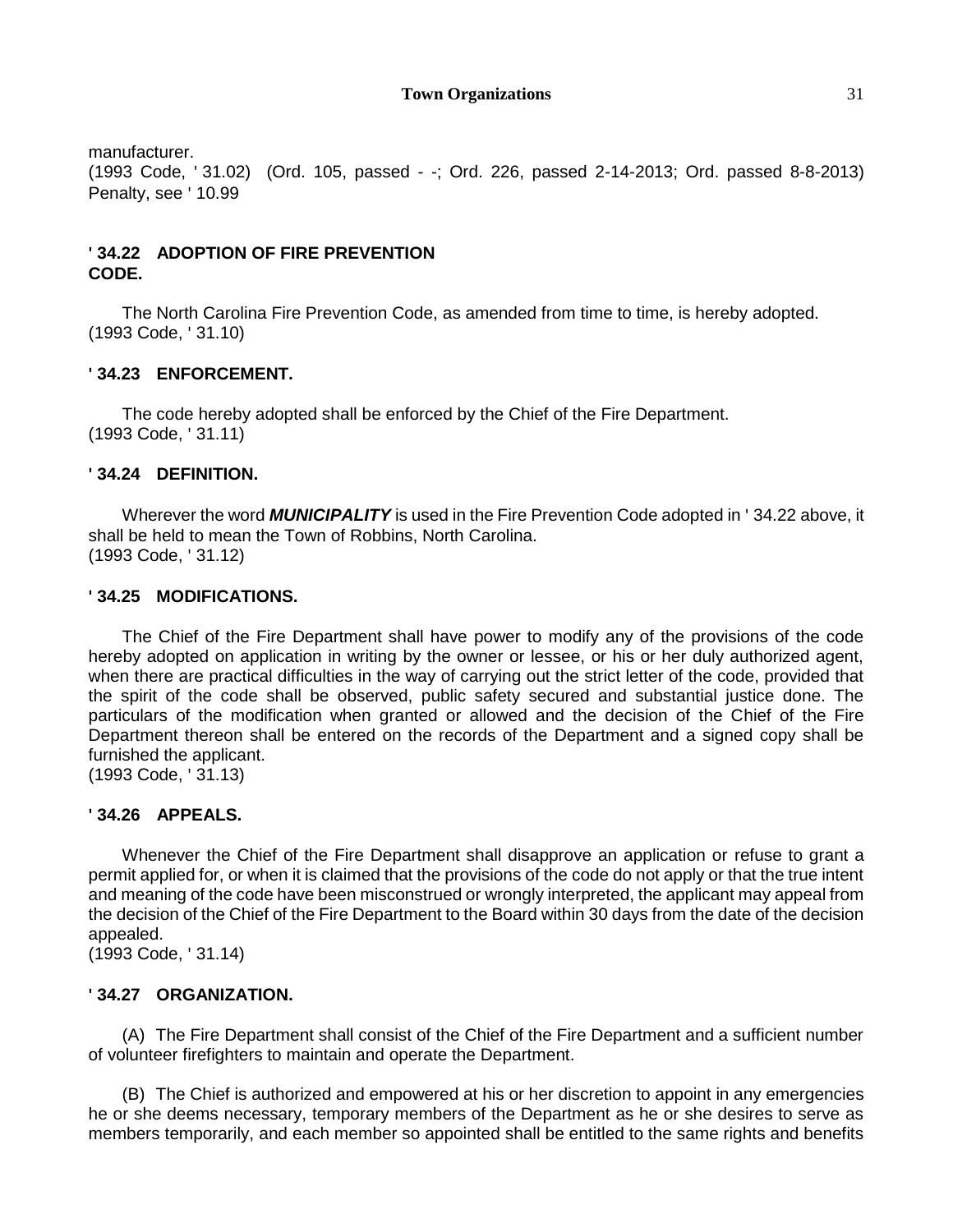manufacturer.
(1993 Code, ' 31.02) (Ord. 105, passed - -; Ord. 226, passed 2-14-2013; Ord. passed 8-8-2013) Penalty, see ' 10.99

### ' 34.22 ADOPTION OF FIRE PREVENTION CODE.

The North Carolina Fire Prevention Code, as amended from time to time, is hereby adopted.
(1993 Code, ' 31.10)

### ' 34.23 ENFORCEMENT.

The code hereby adopted shall be enforced by the Chief of the Fire Department.
(1993 Code, ' 31.11)

### ' 34.24 DEFINITION.

Wherever the word ***MUNICIPALITY*** is used in the Fire Prevention Code adopted in ' 34.22 above, it shall be held to mean the Town of Robbins, North Carolina.
(1993 Code, ' 31.12)

### ' 34.25 MODIFICATIONS.

The Chief of the Fire Department shall have power to modify any of the provisions of the code hereby adopted on application in writing by the owner or lessee, or his or her duly authorized agent, when there are practical difficulties in the way of carrying out the strict letter of the code, provided that the spirit of the code shall be observed, public safety secured and substantial justice done. The particulars of the modification when granted or allowed and the decision of the Chief of the Fire Department thereon shall be entered on the records of the Department and a signed copy shall be furnished the applicant.
(1993 Code, ' 31.13)

### ' 34.26 APPEALS.

Whenever the Chief of the Fire Department shall disapprove an application or refuse to grant a permit applied for, or when it is claimed that the provisions of the code do not apply or that the true intent and meaning of the code have been misconstrued or wrongly interpreted, the applicant may appeal from the decision of the Chief of the Fire Department to the Board within 30 days from the date of the decision appealed.
(1993 Code, ' 31.14)

### ' 34.27 ORGANIZATION.

(A) The Fire Department shall consist of the Chief of the Fire Department and a sufficient number of volunteer firefighters to maintain and operate the Department.

(B) The Chief is authorized and empowered at his or her discretion to appoint in any emergencies he or she deems necessary, temporary members of the Department as he or she desires to serve as members temporarily, and each member so appointed shall be entitled to the same rights and benefits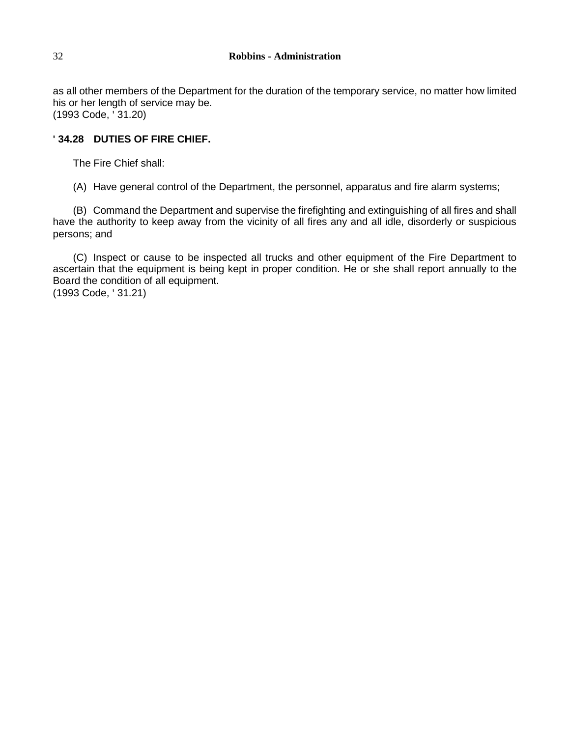as all other members of the Department for the duration of the temporary service, no matter how limited his or her length of service may be.
(1993 Code, ' 31.20)

**' 34.28 DUTIES OF FIRE CHIEF.**

The Fire Chief shall:

(A) Have general control of the Department, the personnel, apparatus and fire alarm systems;

(B) Command the Department and supervise the firefighting and extinguishing of all fires and shall have the authority to keep away from the vicinity of all fires any and all idle, disorderly or suspicious persons; and

(C) Inspect or cause to be inspected all trucks and other equipment of the Fire Department to ascertain that the equipment is being kept in proper condition. He or she shall report annually to the Board the condition of all equipment.
(1993 Code, ' 31.21)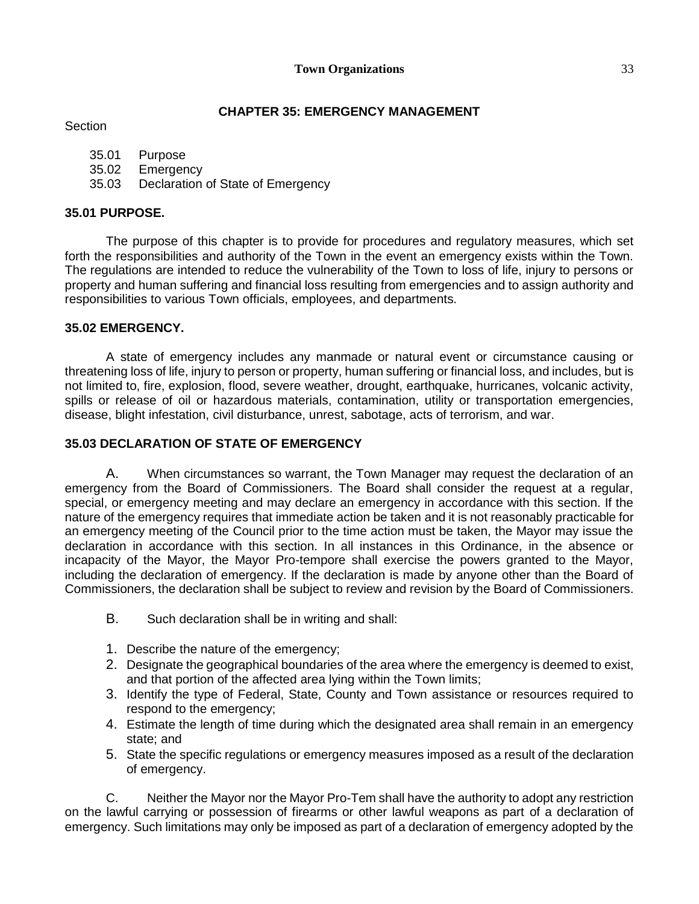## CHAPTER 35: EMERGENCY MANAGEMENT

Section

35.01 Purpose
35.02 Emergency
35.03 Declaration of State of Emergency

### 35.01 PURPOSE.

The purpose of this chapter is to provide for procedures and regulatory measures, which set forth the responsibilities and authority of the Town in the event an emergency exists within the Town. The regulations are intended to reduce the vulnerability of the Town to loss of life, injury to persons or property and human suffering and financial loss resulting from emergencies and to assign authority and responsibilities to various Town officials, employees, and departments.

### 35.02 EMERGENCY.

A state of emergency includes any manmade or natural event or circumstance causing or threatening loss of life, injury to person or property, human suffering or financial loss, and includes, but is not limited to, fire, explosion, flood, severe weather, drought, earthquake, hurricanes, volcanic activity, spills or release of oil or hazardous materials, contamination, utility or transportation emergencies, disease, blight infestation, civil disturbance, unrest, sabotage, acts of terrorism, and war.

### 35.03 DECLARATION OF STATE OF EMERGENCY

A. When circumstances so warrant, the Town Manager may request the declaration of an emergency from the Board of Commissioners. The Board shall consider the request at a regular, special, or emergency meeting and may declare an emergency in accordance with this section. If the nature of the emergency requires that immediate action be taken and it is not reasonably practicable for an emergency meeting of the Council prior to the time action must be taken, the Mayor may issue the declaration in accordance with this section. In all instances in this Ordinance, in the absence or incapacity of the Mayor, the Mayor Pro-tempore shall exercise the powers granted to the Mayor, including the declaration of emergency. If the declaration is made by anyone other than the Board of Commissioners, the declaration shall be subject to review and revision by the Board of Commissioners.

B. Such declaration shall be in writing and shall:

1. Describe the nature of the emergency;
2. Designate the geographical boundaries of the area where the emergency is deemed to exist, and that portion of the affected area lying within the Town limits;
3. Identify the type of Federal, State, County and Town assistance or resources required to respond to the emergency;
4. Estimate the length of time during which the designated area shall remain in an emergency state; and
5. State the specific regulations or emergency measures imposed as a result of the declaration of emergency.

C. Neither the Mayor nor the Mayor Pro-Tem shall have the authority to adopt any restriction on the lawful carrying or possession of firearms or other lawful weapons as part of a declaration of emergency. Such limitations may only be imposed as part of a declaration of emergency adopted by the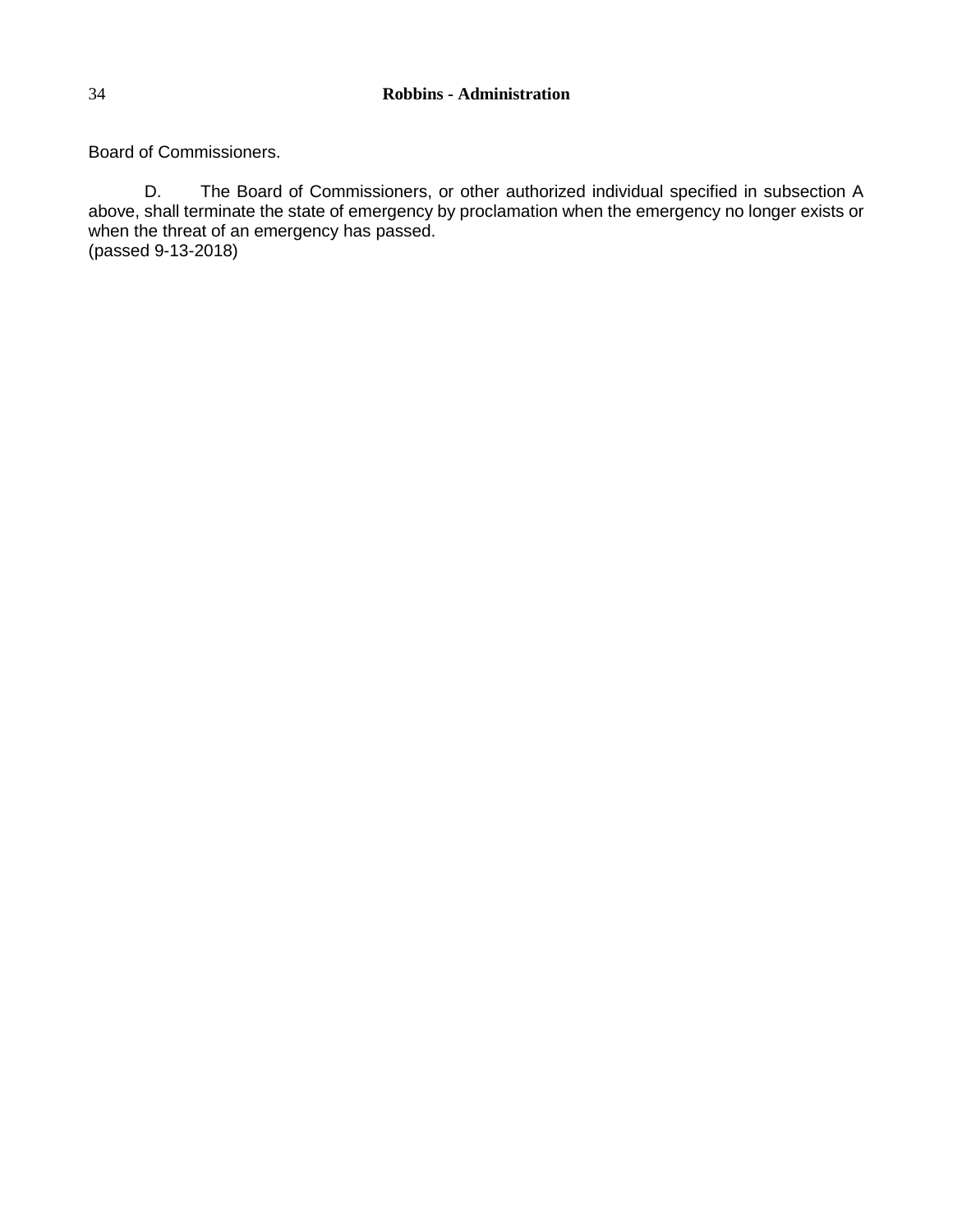Board of Commissioners.

D. The Board of Commissioners, or other authorized individual specified in subsection A above, shall terminate the state of emergency by proclamation when the emergency no longer exists or when the threat of an emergency has passed.
(passed 9-13-2018)